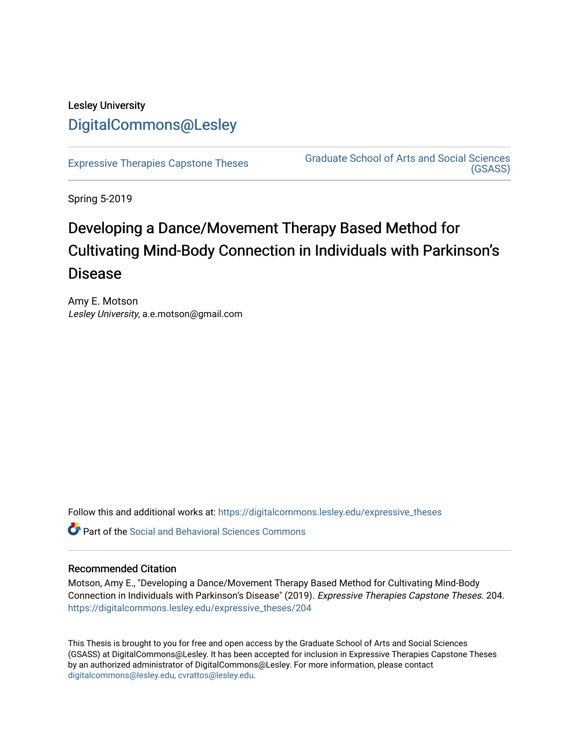Lesley University

DigitalCommons@Lesley

Expressive Therapies Capstone Theses

Graduate School of Arts and Social Sciences (GSASS)

Spring 5-2019

# Developing a Dance/Movement Therapy Based Method for Cultivating Mind-Body Connection in Individuals with Parkinson's Disease

Amy E. Motson
*Lesley University*, a.e.motson@gmail.com

Follow this and additional works at: https://digitalcommons.lesley.edu/expressive_theses

Part of the Social and Behavioral Sciences Commons

## Recommended Citation

Motson, Amy E., "Developing a Dance/Movement Therapy Based Method for Cultivating Mind-Body Connection in Individuals with Parkinson's Disease" (2019). *Expressive Therapies Capstone Theses*. 204.
https://digitalcommons.lesley.edu/expressive_theses/204

This Thesis is brought to you for free and open access by the Graduate School of Arts and Social Sciences (GSASS) at DigitalCommons@Lesley. It has been accepted for inclusion in Expressive Therapies Capstone Theses by an authorized administrator of DigitalCommons@Lesley. For more information, please contact digitalcommons@lesley.edu, cvrattos@lesley.edu.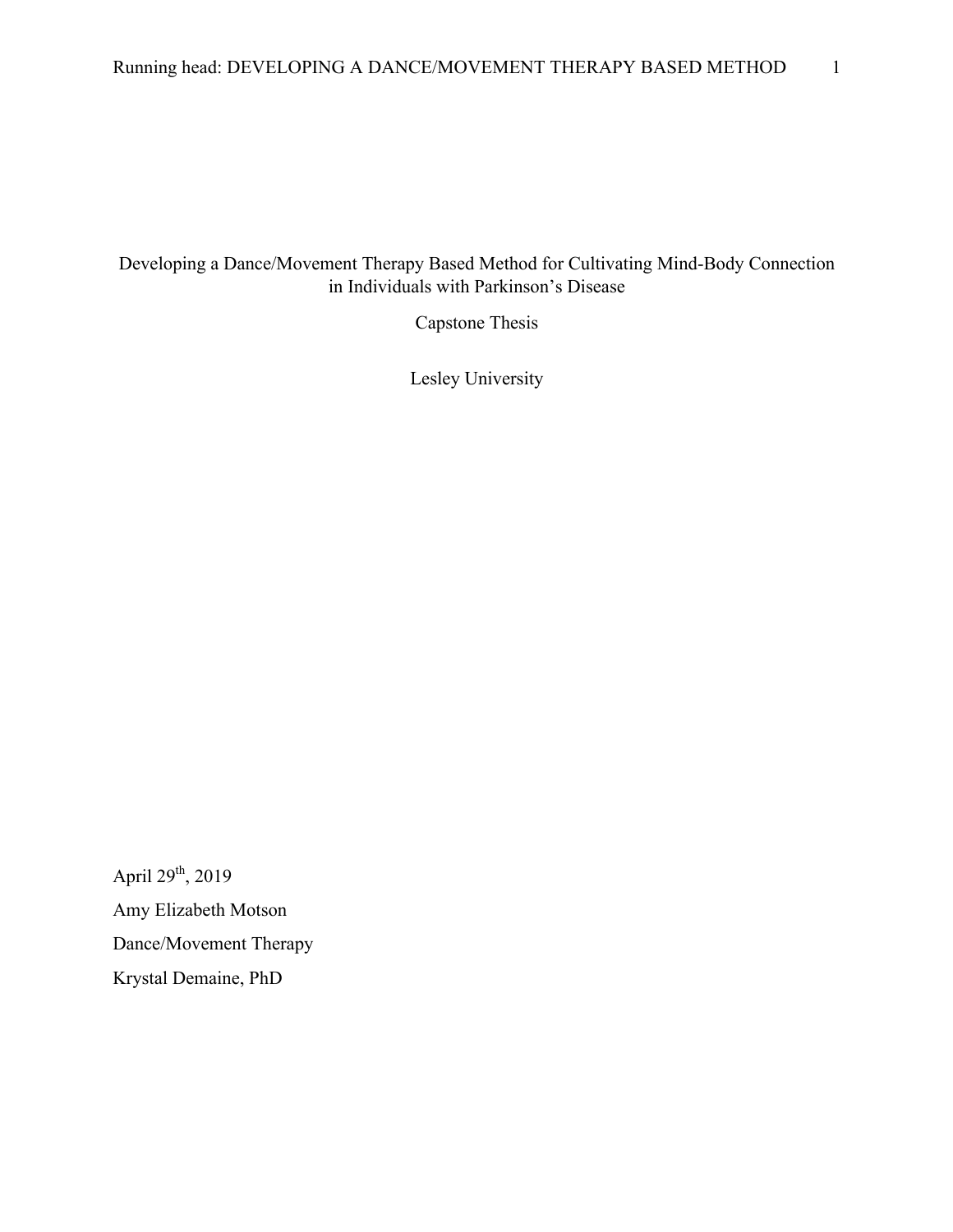# Developing a Dance/Movement Therapy Based Method for Cultivating Mind-Body Connection in Individuals with Parkinson's Disease

Capstone Thesis

Lesley University

April 29th, 2019

Amy Elizabeth Motson

Dance/Movement Therapy

Krystal Demaine, PhD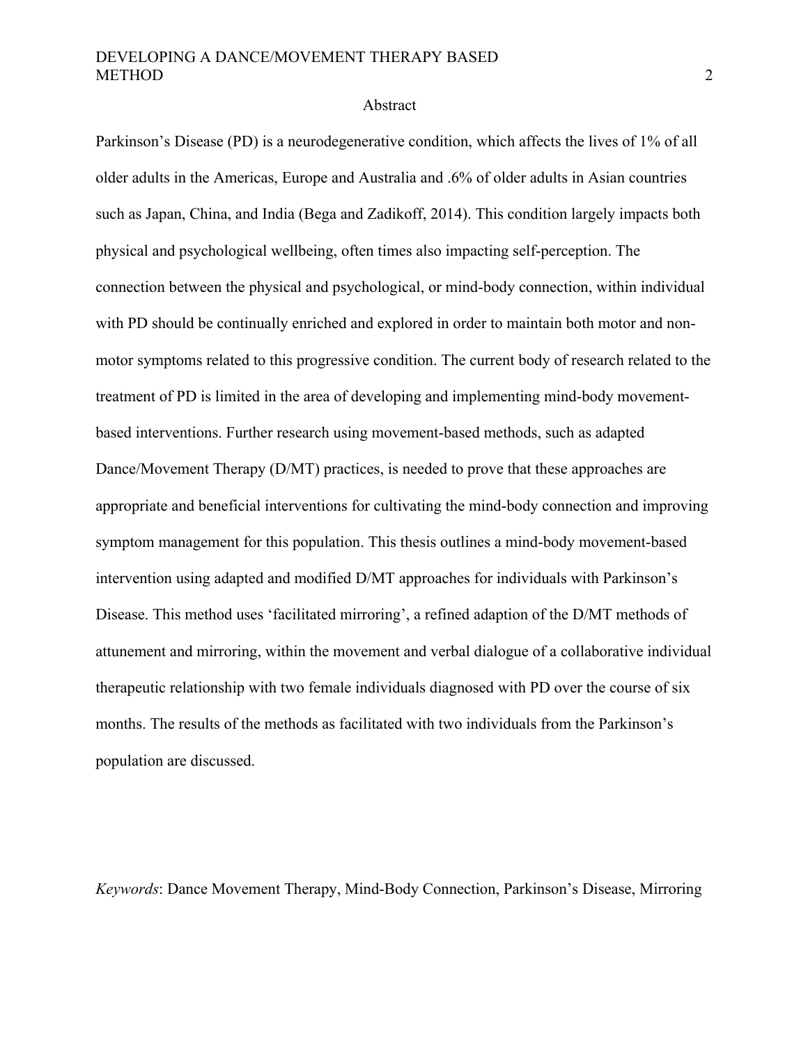# Abstract

Parkinson's Disease (PD) is a neurodegenerative condition, which affects the lives of 1% of all older adults in the Americas, Europe and Australia and .6% of older adults in Asian countries such as Japan, China, and India (Bega and Zadikoff, 2014). This condition largely impacts both physical and psychological wellbeing, often times also impacting self-perception. The connection between the physical and psychological, or mind-body connection, within individual with PD should be continually enriched and explored in order to maintain both motor and non-motor symptoms related to this progressive condition. The current body of research related to the treatment of PD is limited in the area of developing and implementing mind-body movement-based interventions. Further research using movement-based methods, such as adapted Dance/Movement Therapy (D/MT) practices, is needed to prove that these approaches are appropriate and beneficial interventions for cultivating the mind-body connection and improving symptom management for this population. This thesis outlines a mind-body movement-based intervention using adapted and modified D/MT approaches for individuals with Parkinson's Disease. This method uses 'facilitated mirroring', a refined adaption of the D/MT methods of attunement and mirroring, within the movement and verbal dialogue of a collaborative individual therapeutic relationship with two female individuals diagnosed with PD over the course of six months. The results of the methods as facilitated with two individuals from the Parkinson's population are discussed.

*Keywords*: Dance Movement Therapy, Mind-Body Connection, Parkinson's Disease, Mirroring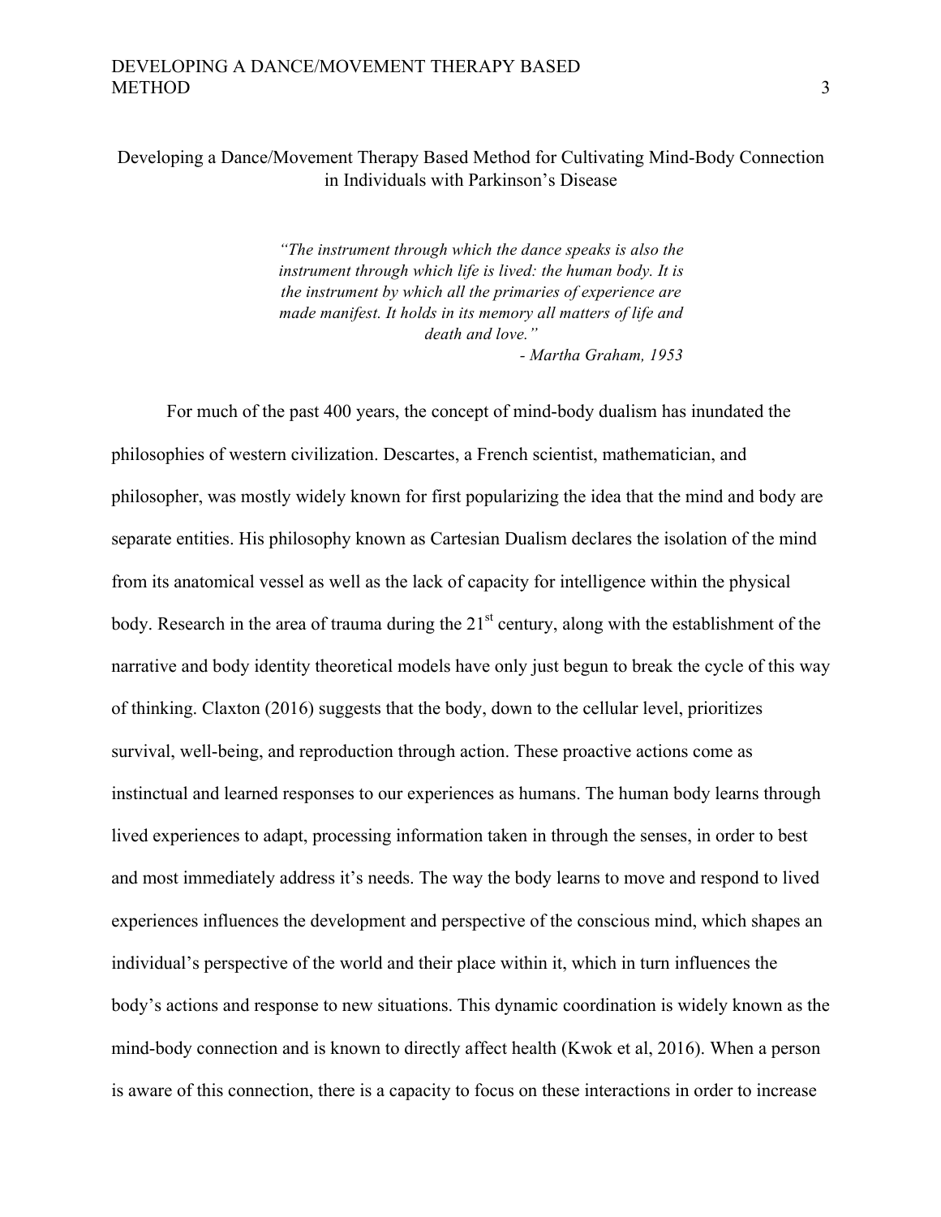# Developing a Dance/Movement Therapy Based Method for Cultivating Mind-Body Connection in Individuals with Parkinson's Disease

> *"The instrument through which the dance speaks is also the instrument through which life is lived: the human body. It is the instrument by which all the primaries of experience are made manifest. It holds in its memory all matters of life and death and love."*
>
> *- Martha Graham, 1953*

For much of the past 400 years, the concept of mind-body dualism has inundated the philosophies of western civilization. Descartes, a French scientist, mathematician, and philosopher, was mostly widely known for first popularizing the idea that the mind and body are separate entities. His philosophy known as Cartesian Dualism declares the isolation of the mind from its anatomical vessel as well as the lack of capacity for intelligence within the physical body. Research in the area of trauma during the 21st century, along with the establishment of the narrative and body identity theoretical models have only just begun to break the cycle of this way of thinking. Claxton (2016) suggests that the body, down to the cellular level, prioritizes survival, well-being, and reproduction through action. These proactive actions come as instinctual and learned responses to our experiences as humans. The human body learns through lived experiences to adapt, processing information taken in through the senses, in order to best and most immediately address it's needs. The way the body learns to move and respond to lived experiences influences the development and perspective of the conscious mind, which shapes an individual's perspective of the world and their place within it, which in turn influences the body's actions and response to new situations. This dynamic coordination is widely known as the mind-body connection and is known to directly affect health (Kwok et al, 2016). When a person is aware of this connection, there is a capacity to focus on these interactions in order to increase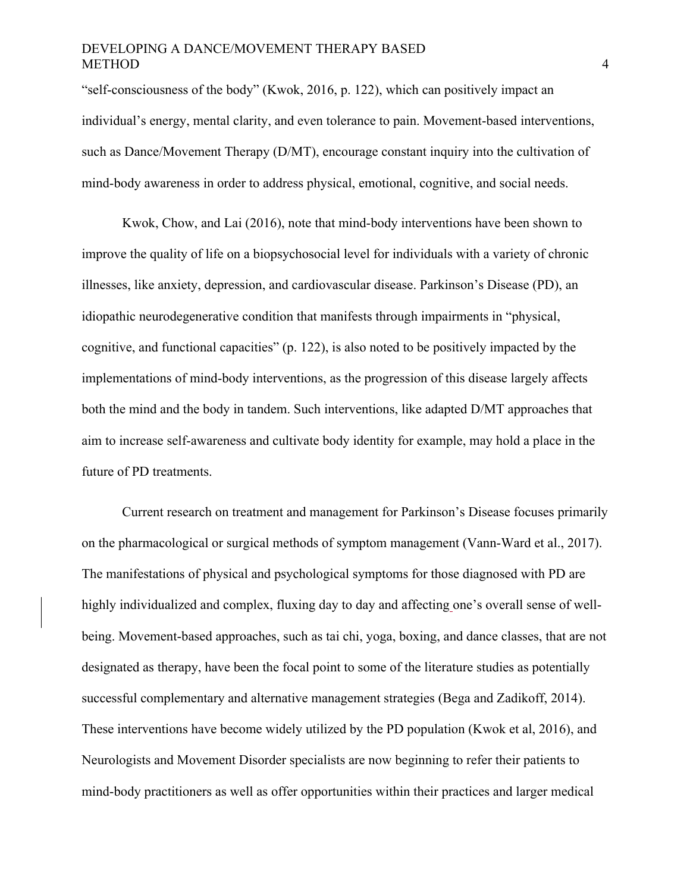"self-consciousness of the body" (Kwok, 2016, p. 122), which can positively impact an individual's energy, mental clarity, and even tolerance to pain. Movement-based interventions, such as Dance/Movement Therapy (D/MT), encourage constant inquiry into the cultivation of mind-body awareness in order to address physical, emotional, cognitive, and social needs.

Kwok, Chow, and Lai (2016), note that mind-body interventions have been shown to improve the quality of life on a biopsychosocial level for individuals with a variety of chronic illnesses, like anxiety, depression, and cardiovascular disease. Parkinson's Disease (PD), an idiopathic neurodegenerative condition that manifests through impairments in "physical, cognitive, and functional capacities" (p. 122), is also noted to be positively impacted by the implementations of mind-body interventions, as the progression of this disease largely affects both the mind and the body in tandem. Such interventions, like adapted D/MT approaches that aim to increase self-awareness and cultivate body identity for example, may hold a place in the future of PD treatments.

Current research on treatment and management for Parkinson's Disease focuses primarily on the pharmacological or surgical methods of symptom management (Vann-Ward et al., 2017). The manifestations of physical and psychological symptoms for those diagnosed with PD are highly individualized and complex, fluxing day to day and affecting one's overall sense of well-being. Movement-based approaches, such as tai chi, yoga, boxing, and dance classes, that are not designated as therapy, have been the focal point to some of the literature studies as potentially successful complementary and alternative management strategies (Bega and Zadikoff, 2014). These interventions have become widely utilized by the PD population (Kwok et al, 2016), and Neurologists and Movement Disorder specialists are now beginning to refer their patients to mind-body practitioners as well as offer opportunities within their practices and larger medical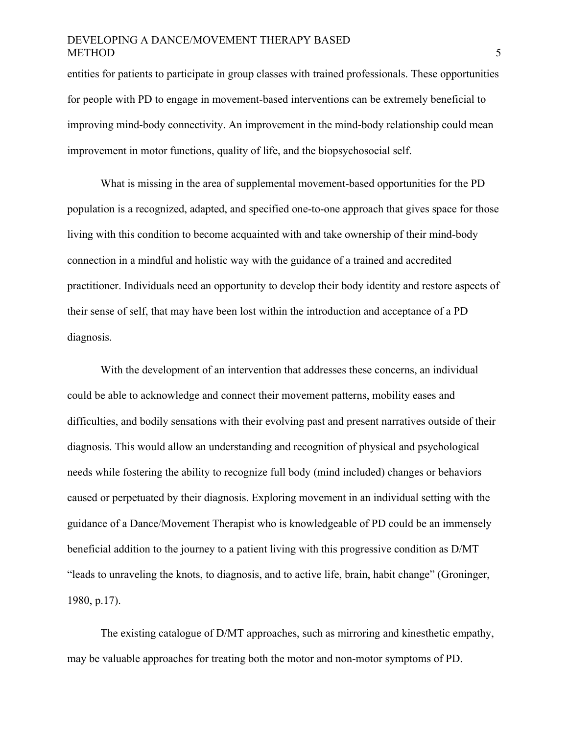entities for patients to participate in group classes with trained professionals. These opportunities for people with PD to engage in movement-based interventions can be extremely beneficial to improving mind-body connectivity. An improvement in the mind-body relationship could mean improvement in motor functions, quality of life, and the biopsychosocial self.

What is missing in the area of supplemental movement-based opportunities for the PD population is a recognized, adapted, and specified one-to-one approach that gives space for those living with this condition to become acquainted with and take ownership of their mind-body connection in a mindful and holistic way with the guidance of a trained and accredited practitioner. Individuals need an opportunity to develop their body identity and restore aspects of their sense of self, that may have been lost within the introduction and acceptance of a PD diagnosis.

With the development of an intervention that addresses these concerns, an individual could be able to acknowledge and connect their movement patterns, mobility eases and difficulties, and bodily sensations with their evolving past and present narratives outside of their diagnosis. This would allow an understanding and recognition of physical and psychological needs while fostering the ability to recognize full body (mind included) changes or behaviors caused or perpetuated by their diagnosis. Exploring movement in an individual setting with the guidance of a Dance/Movement Therapist who is knowledgeable of PD could be an immensely beneficial addition to the journey to a patient living with this progressive condition as D/MT "leads to unraveling the knots, to diagnosis, and to active life, brain, habit change" (Groninger, 1980, p.17).

The existing catalogue of D/MT approaches, such as mirroring and kinesthetic empathy, may be valuable approaches for treating both the motor and non-motor symptoms of PD.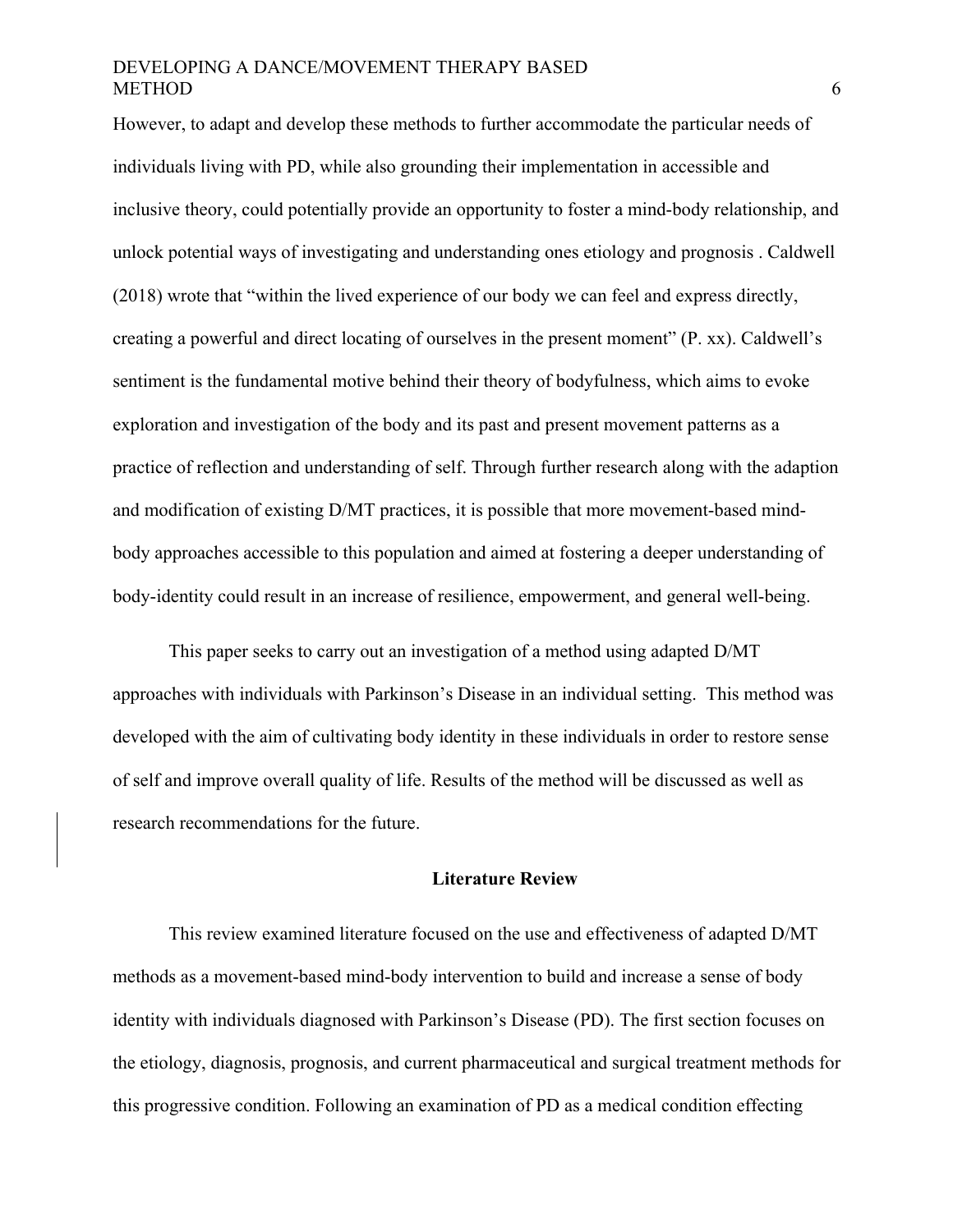However, to adapt and develop these methods to further accommodate the particular needs of individuals living with PD, while also grounding their implementation in accessible and inclusive theory, could potentially provide an opportunity to foster a mind-body relationship, and unlock potential ways of investigating and understanding ones etiology and prognosis . Caldwell (2018) wrote that “within the lived experience of our body we can feel and express directly, creating a powerful and direct locating of ourselves in the present moment” (P. xx). Caldwell’s sentiment is the fundamental motive behind their theory of bodyfulness, which aims to evoke exploration and investigation of the body and its past and present movement patterns as a practice of reflection and understanding of self. Through further research along with the adaption and modification of existing D/MT practices, it is possible that more movement-based mind-body approaches accessible to this population and aimed at fostering a deeper understanding of body-identity could result in an increase of resilience, empowerment, and general well-being.

This paper seeks to carry out an investigation of a method using adapted D/MT approaches with individuals with Parkinson’s Disease in an individual setting. This method was developed with the aim of cultivating body identity in these individuals in order to restore sense of self and improve overall quality of life. Results of the method will be discussed as well as research recommendations for the future.

## Literature Review

This review examined literature focused on the use and effectiveness of adapted D/MT methods as a movement-based mind-body intervention to build and increase a sense of body identity with individuals diagnosed with Parkinson’s Disease (PD). The first section focuses on the etiology, diagnosis, prognosis, and current pharmaceutical and surgical treatment methods for this progressive condition. Following an examination of PD as a medical condition effecting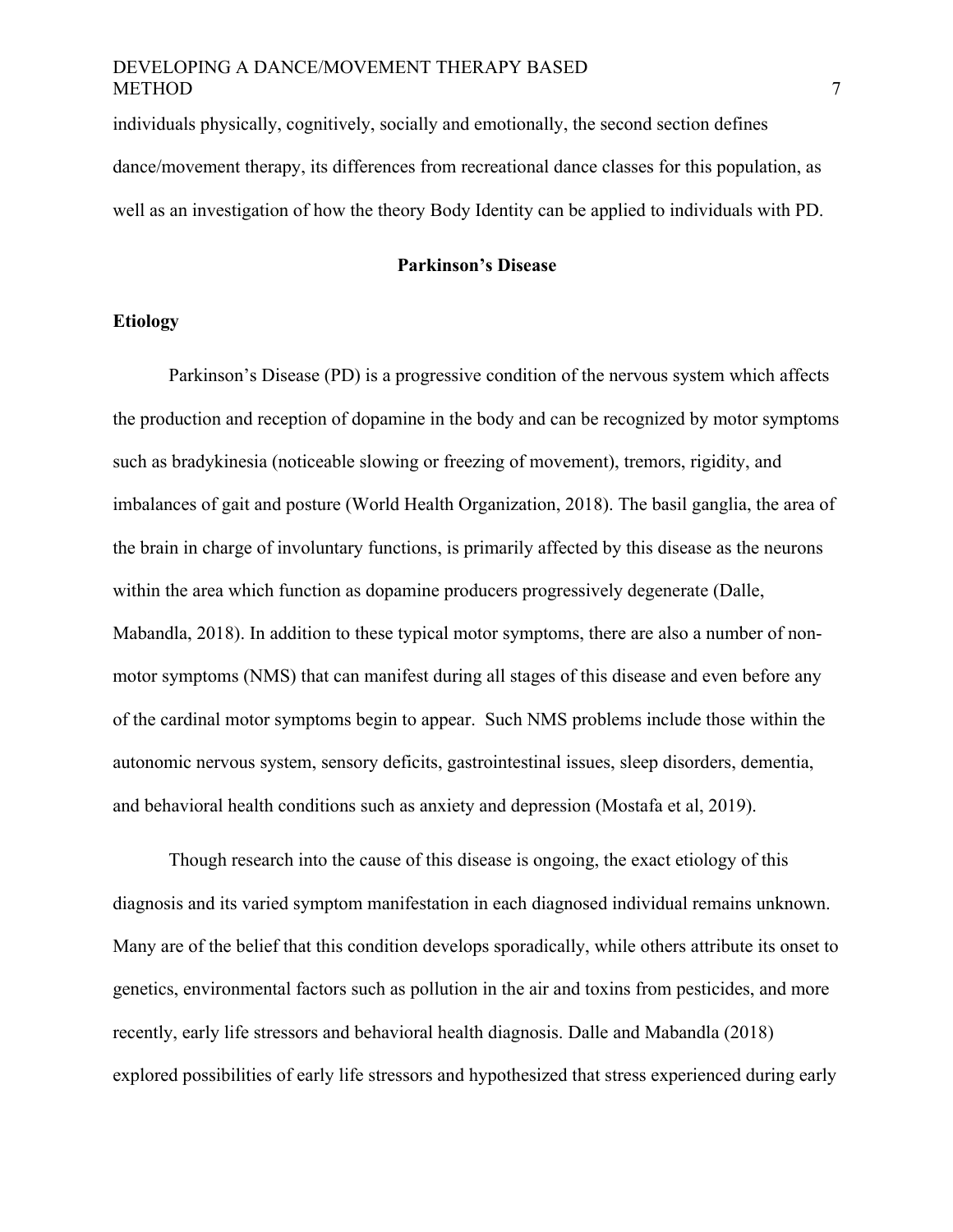individuals physically, cognitively, socially and emotionally, the second section defines dance/movement therapy, its differences from recreational dance classes for this population, as well as an investigation of how the theory Body Identity can be applied to individuals with PD.

## Parkinson's Disease

### Etiology

Parkinson's Disease (PD) is a progressive condition of the nervous system which affects the production and reception of dopamine in the body and can be recognized by motor symptoms such as bradykinesia (noticeable slowing or freezing of movement), tremors, rigidity, and imbalances of gait and posture (World Health Organization, 2018). The basil ganglia, the area of the brain in charge of involuntary functions, is primarily affected by this disease as the neurons within the area which function as dopamine producers progressively degenerate (Dalle, Mabandla, 2018). In addition to these typical motor symptoms, there are also a number of non-motor symptoms (NMS) that can manifest during all stages of this disease and even before any of the cardinal motor symptoms begin to appear. Such NMS problems include those within the autonomic nervous system, sensory deficits, gastrointestinal issues, sleep disorders, dementia, and behavioral health conditions such as anxiety and depression (Mostafa et al, 2019).

Though research into the cause of this disease is ongoing, the exact etiology of this diagnosis and its varied symptom manifestation in each diagnosed individual remains unknown. Many are of the belief that this condition develops sporadically, while others attribute its onset to genetics, environmental factors such as pollution in the air and toxins from pesticides, and more recently, early life stressors and behavioral health diagnosis. Dalle and Mabandla (2018) explored possibilities of early life stressors and hypothesized that stress experienced during early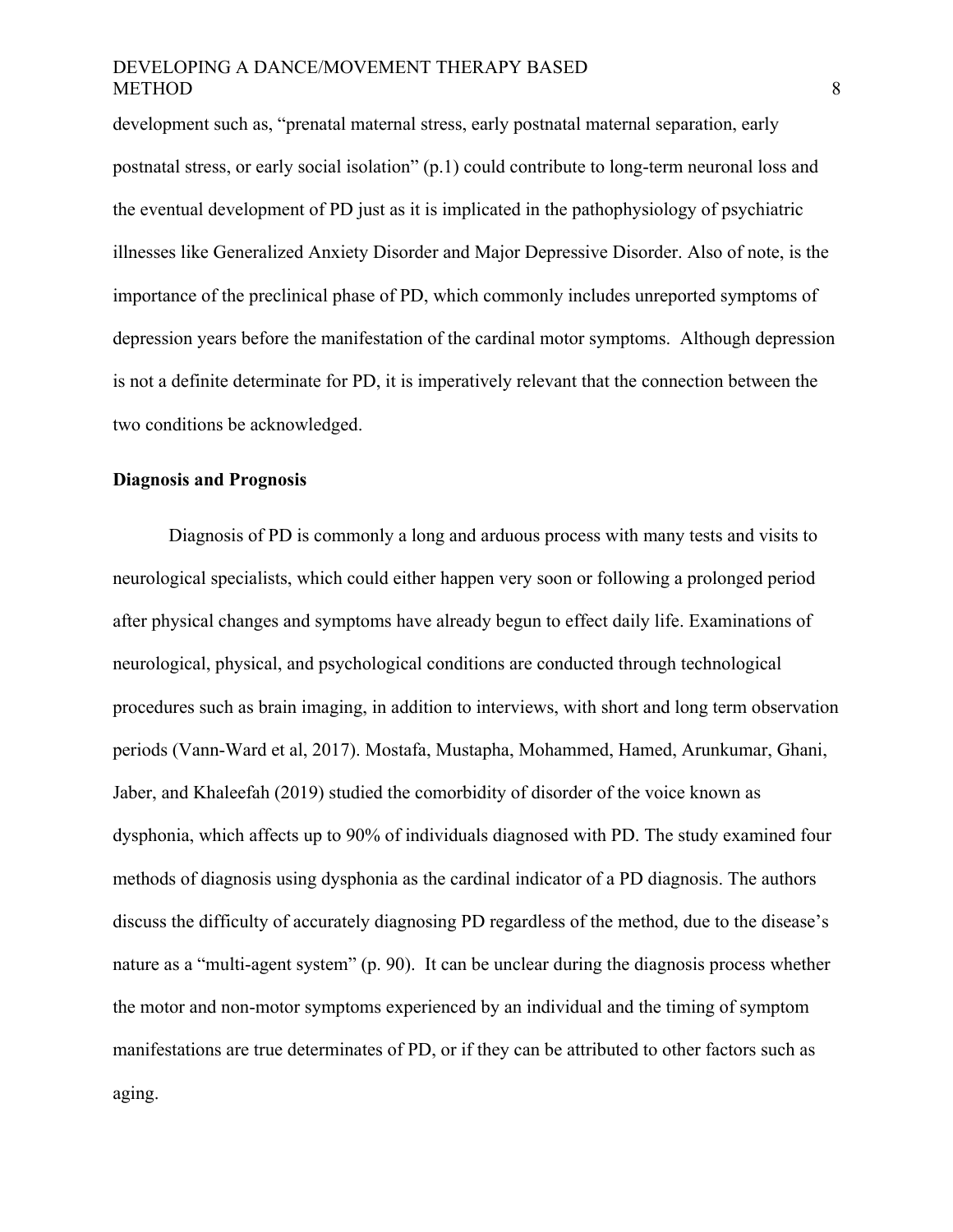development such as, "prenatal maternal stress, early postnatal maternal separation, early postnatal stress, or early social isolation" (p.1) could contribute to long-term neuronal loss and the eventual development of PD just as it is implicated in the pathophysiology of psychiatric illnesses like Generalized Anxiety Disorder and Major Depressive Disorder. Also of note, is the importance of the preclinical phase of PD, which commonly includes unreported symptoms of depression years before the manifestation of the cardinal motor symptoms. Although depression is not a definite determinate for PD, it is imperatively relevant that the connection between the two conditions be acknowledged.

**Diagnosis and Prognosis**

Diagnosis of PD is commonly a long and arduous process with many tests and visits to neurological specialists, which could either happen very soon or following a prolonged period after physical changes and symptoms have already begun to effect daily life. Examinations of neurological, physical, and psychological conditions are conducted through technological procedures such as brain imaging, in addition to interviews, with short and long term observation periods (Vann-Ward et al, 2017). Mostafa, Mustapha, Mohammed, Hamed, Arunkumar, Ghani, Jaber, and Khaleefah (2019) studied the comorbidity of disorder of the voice known as dysphonia, which affects up to 90% of individuals diagnosed with PD. The study examined four methods of diagnosis using dysphonia as the cardinal indicator of a PD diagnosis. The authors discuss the difficulty of accurately diagnosing PD regardless of the method, due to the disease's nature as a "multi-agent system" (p. 90). It can be unclear during the diagnosis process whether the motor and non-motor symptoms experienced by an individual and the timing of symptom manifestations are true determinates of PD, or if they can be attributed to other factors such as aging.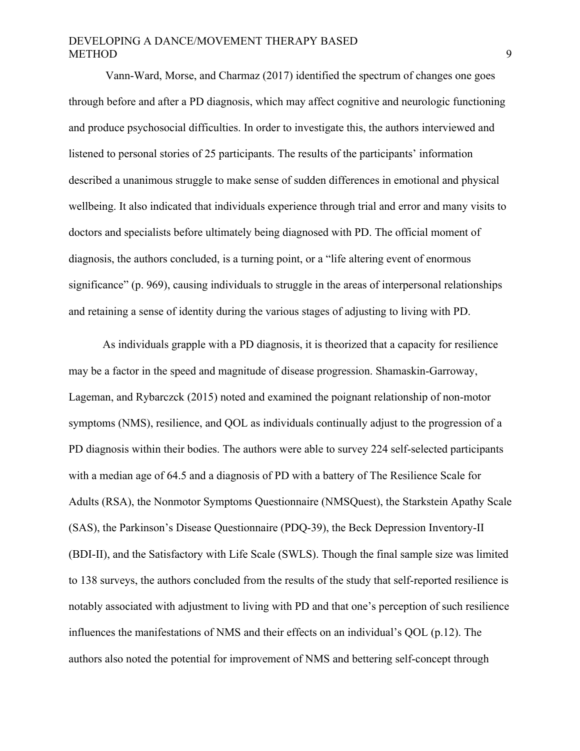Vann-Ward, Morse, and Charmaz (2017) identified the spectrum of changes one goes through before and after a PD diagnosis, which may affect cognitive and neurologic functioning and produce psychosocial difficulties. In order to investigate this, the authors interviewed and listened to personal stories of 25 participants. The results of the participants' information described a unanimous struggle to make sense of sudden differences in emotional and physical wellbeing. It also indicated that individuals experience through trial and error and many visits to doctors and specialists before ultimately being diagnosed with PD. The official moment of diagnosis, the authors concluded, is a turning point, or a "life altering event of enormous significance" (p. 969), causing individuals to struggle in the areas of interpersonal relationships and retaining a sense of identity during the various stages of adjusting to living with PD.

As individuals grapple with a PD diagnosis, it is theorized that a capacity for resilience may be a factor in the speed and magnitude of disease progression. Shamaskin-Garroway, Lageman, and Rybarczck (2015) noted and examined the poignant relationship of non-motor symptoms (NMS), resilience, and QOL as individuals continually adjust to the progression of a PD diagnosis within their bodies. The authors were able to survey 224 self-selected participants with a median age of 64.5 and a diagnosis of PD with a battery of The Resilience Scale for Adults (RSA), the Nonmotor Symptoms Questionnaire (NMSQuest), the Starkstein Apathy Scale (SAS), the Parkinson's Disease Questionnaire (PDQ-39), the Beck Depression Inventory-II (BDI-II), and the Satisfactory with Life Scale (SWLS). Though the final sample size was limited to 138 surveys, the authors concluded from the results of the study that self-reported resilience is notably associated with adjustment to living with PD and that one's perception of such resilience influences the manifestations of NMS and their effects on an individual's QOL (p.12). The authors also noted the potential for improvement of NMS and bettering self-concept through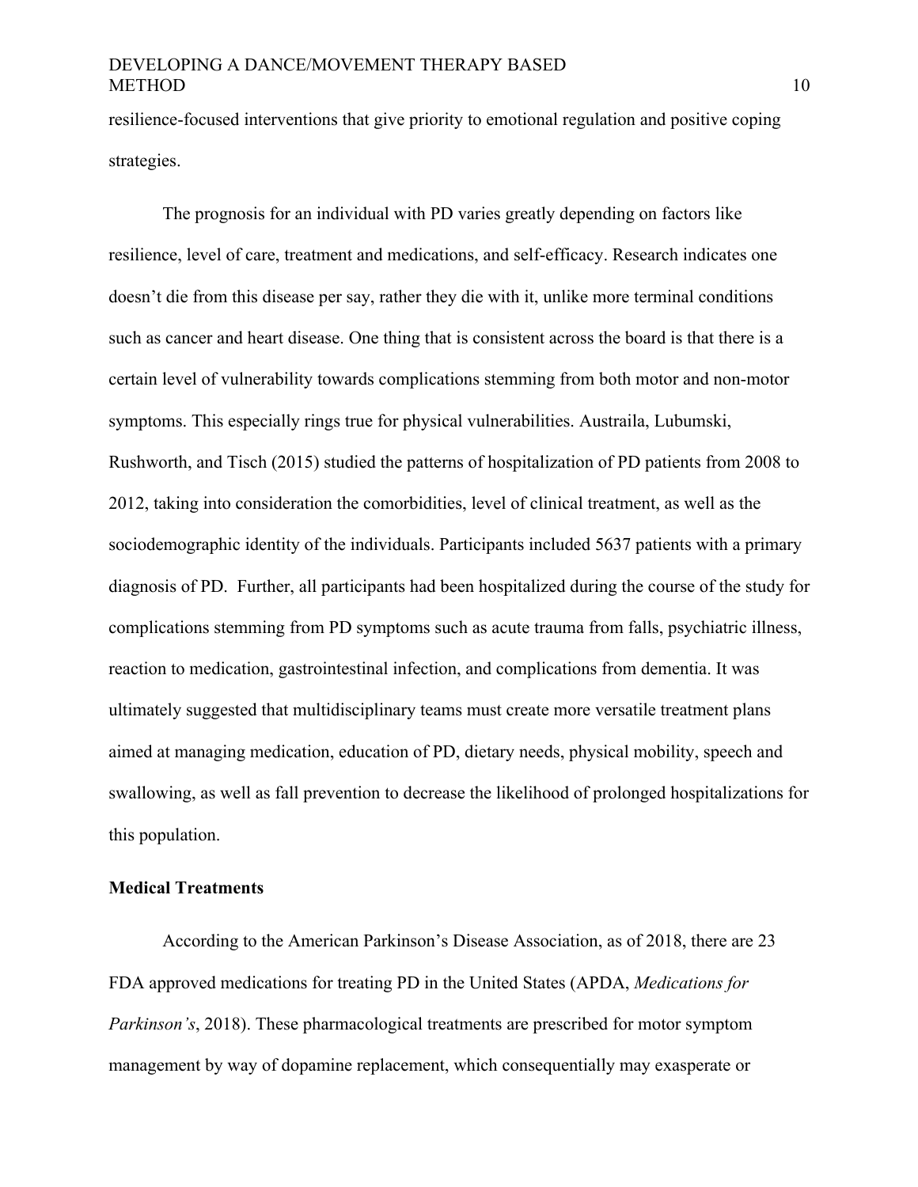resilience-focused interventions that give priority to emotional regulation and positive coping strategies.

The prognosis for an individual with PD varies greatly depending on factors like resilience, level of care, treatment and medications, and self-efficacy. Research indicates one doesn't die from this disease per say, rather they die with it, unlike more terminal conditions such as cancer and heart disease. One thing that is consistent across the board is that there is a certain level of vulnerability towards complications stemming from both motor and non-motor symptoms. This especially rings true for physical vulnerabilities. Austraila, Lubumski, Rushworth, and Tisch (2015) studied the patterns of hospitalization of PD patients from 2008 to 2012, taking into consideration the comorbidities, level of clinical treatment, as well as the sociodemographic identity of the individuals. Participants included 5637 patients with a primary diagnosis of PD. Further, all participants had been hospitalized during the course of the study for complications stemming from PD symptoms such as acute trauma from falls, psychiatric illness, reaction to medication, gastrointestinal infection, and complications from dementia. It was ultimately suggested that multidisciplinary teams must create more versatile treatment plans aimed at managing medication, education of PD, dietary needs, physical mobility, speech and swallowing, as well as fall prevention to decrease the likelihood of prolonged hospitalizations for this population.

**Medical Treatments**

According to the American Parkinson's Disease Association, as of 2018, there are 23 FDA approved medications for treating PD in the United States (APDA, *Medications for Parkinson's*, 2018). These pharmacological treatments are prescribed for motor symptom management by way of dopamine replacement, which consequentially may exasperate or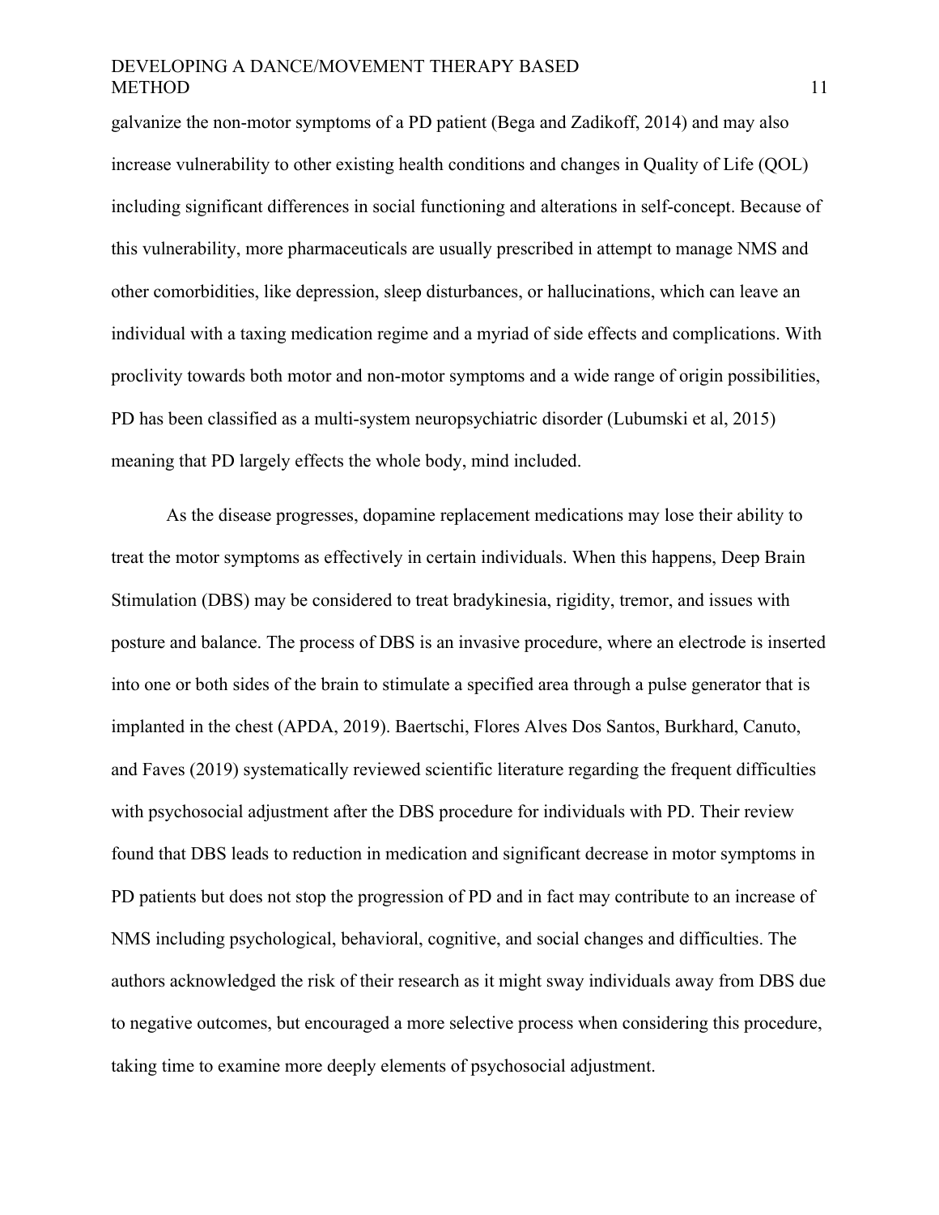galvanize the non-motor symptoms of a PD patient (Bega and Zadikoff, 2014) and may also increase vulnerability to other existing health conditions and changes in Quality of Life (QOL) including significant differences in social functioning and alterations in self-concept. Because of this vulnerability, more pharmaceuticals are usually prescribed in attempt to manage NMS and other comorbidities, like depression, sleep disturbances, or hallucinations, which can leave an individual with a taxing medication regime and a myriad of side effects and complications. With proclivity towards both motor and non-motor symptoms and a wide range of origin possibilities, PD has been classified as a multi-system neuropsychiatric disorder (Lubumski et al, 2015) meaning that PD largely effects the whole body, mind included.

As the disease progresses, dopamine replacement medications may lose their ability to treat the motor symptoms as effectively in certain individuals. When this happens, Deep Brain Stimulation (DBS) may be considered to treat bradykinesia, rigidity, tremor, and issues with posture and balance. The process of DBS is an invasive procedure, where an electrode is inserted into one or both sides of the brain to stimulate a specified area through a pulse generator that is implanted in the chest (APDA, 2019). Baertschi, Flores Alves Dos Santos, Burkhard, Canuto, and Faves (2019) systematically reviewed scientific literature regarding the frequent difficulties with psychosocial adjustment after the DBS procedure for individuals with PD. Their review found that DBS leads to reduction in medication and significant decrease in motor symptoms in PD patients but does not stop the progression of PD and in fact may contribute to an increase of NMS including psychological, behavioral, cognitive, and social changes and difficulties. The authors acknowledged the risk of their research as it might sway individuals away from DBS due to negative outcomes, but encouraged a more selective process when considering this procedure, taking time to examine more deeply elements of psychosocial adjustment.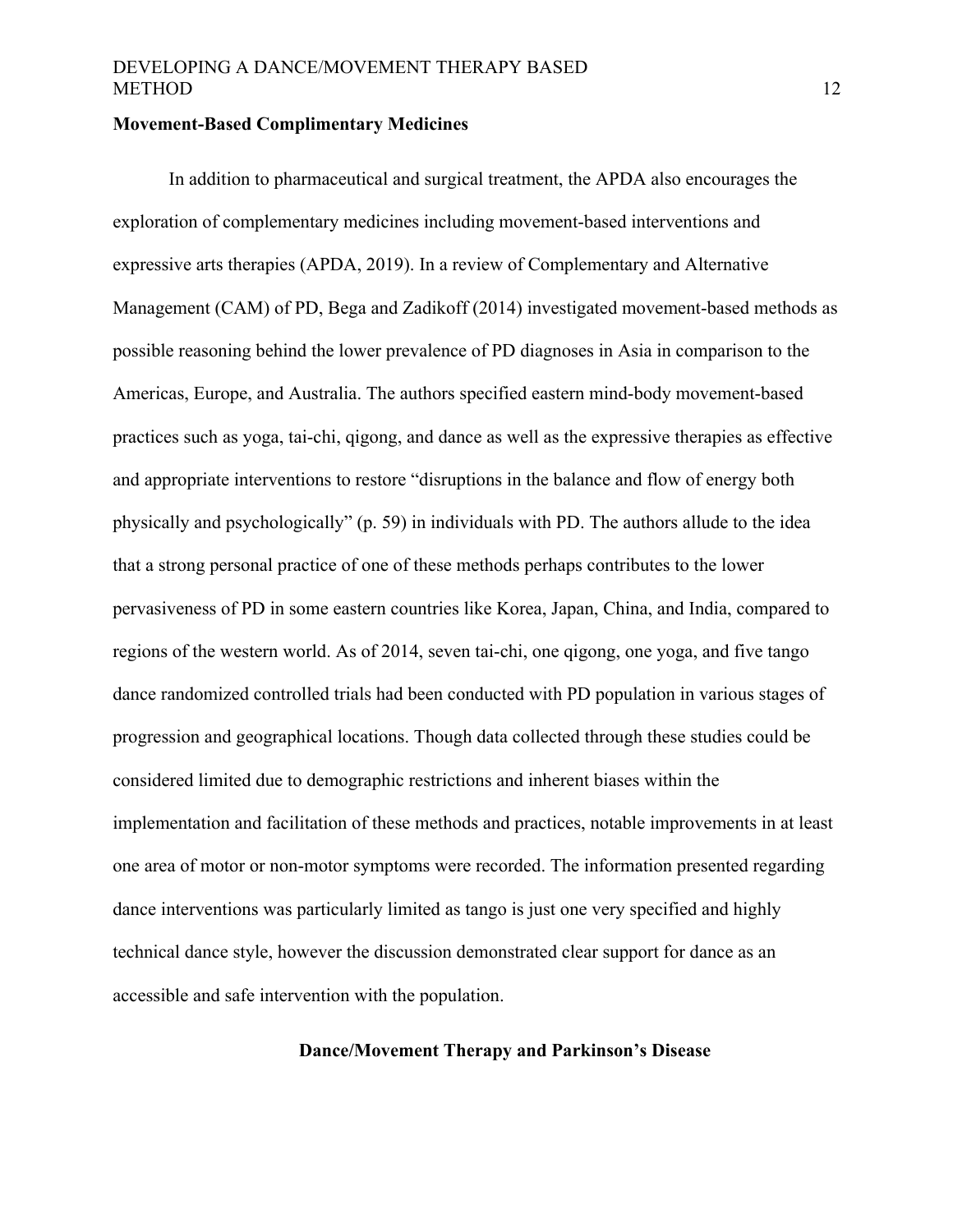## Movement-Based Complimentary Medicines

In addition to pharmaceutical and surgical treatment, the APDA also encourages the exploration of complementary medicines including movement-based interventions and expressive arts therapies (APDA, 2019). In a review of Complementary and Alternative Management (CAM) of PD, Bega and Zadikoff (2014) investigated movement-based methods as possible reasoning behind the lower prevalence of PD diagnoses in Asia in comparison to the Americas, Europe, and Australia. The authors specified eastern mind-body movement-based practices such as yoga, tai-chi, qigong, and dance as well as the expressive therapies as effective and appropriate interventions to restore "disruptions in the balance and flow of energy both physically and psychologically" (p. 59) in individuals with PD. The authors allude to the idea that a strong personal practice of one of these methods perhaps contributes to the lower pervasiveness of PD in some eastern countries like Korea, Japan, China, and India, compared to regions of the western world. As of 2014, seven tai-chi, one qigong, one yoga, and five tango dance randomized controlled trials had been conducted with PD population in various stages of progression and geographical locations. Though data collected through these studies could be considered limited due to demographic restrictions and inherent biases within the implementation and facilitation of these methods and practices, notable improvements in at least one area of motor or non-motor symptoms were recorded. The information presented regarding dance interventions was particularly limited as tango is just one very specified and highly technical dance style, however the discussion demonstrated clear support for dance as an accessible and safe intervention with the population.

# Dance/Movement Therapy and Parkinson's Disease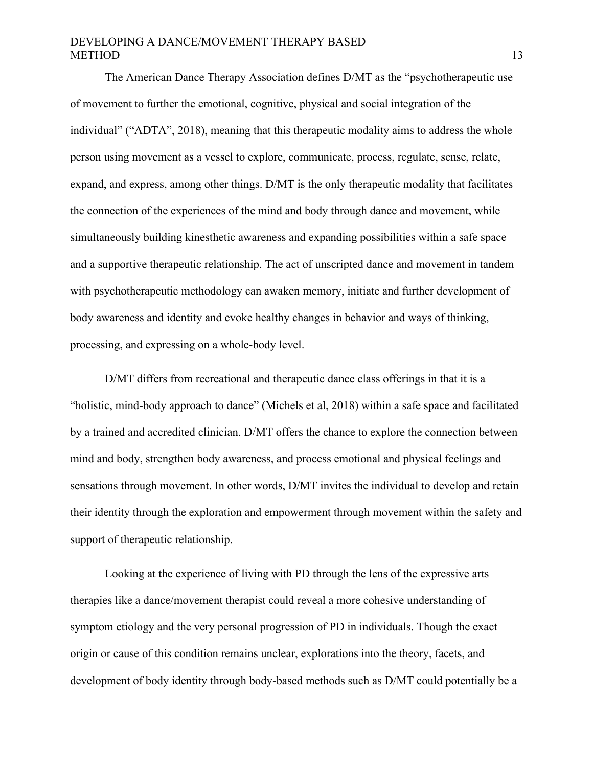The American Dance Therapy Association defines D/MT as the “psychotherapeutic use of movement to further the emotional, cognitive, physical and social integration of the individual” (“ADTA”, 2018), meaning that this therapeutic modality aims to address the whole person using movement as a vessel to explore, communicate, process, regulate, sense, relate, expand, and express, among other things. D/MT is the only therapeutic modality that facilitates the connection of the experiences of the mind and body through dance and movement, while simultaneously building kinesthetic awareness and expanding possibilities within a safe space and a supportive therapeutic relationship. The act of unscripted dance and movement in tandem with psychotherapeutic methodology can awaken memory, initiate and further development of body awareness and identity and evoke healthy changes in behavior and ways of thinking, processing, and expressing on a whole-body level.

D/MT differs from recreational and therapeutic dance class offerings in that it is a “holistic, mind-body approach to dance” (Michels et al, 2018) within a safe space and facilitated by a trained and accredited clinician. D/MT offers the chance to explore the connection between mind and body, strengthen body awareness, and process emotional and physical feelings and sensations through movement. In other words, D/MT invites the individual to develop and retain their identity through the exploration and empowerment through movement within the safety and support of therapeutic relationship.

Looking at the experience of living with PD through the lens of the expressive arts therapies like a dance/movement therapist could reveal a more cohesive understanding of symptom etiology and the very personal progression of PD in individuals. Though the exact origin or cause of this condition remains unclear, explorations into the theory, facets, and development of body identity through body-based methods such as D/MT could potentially be a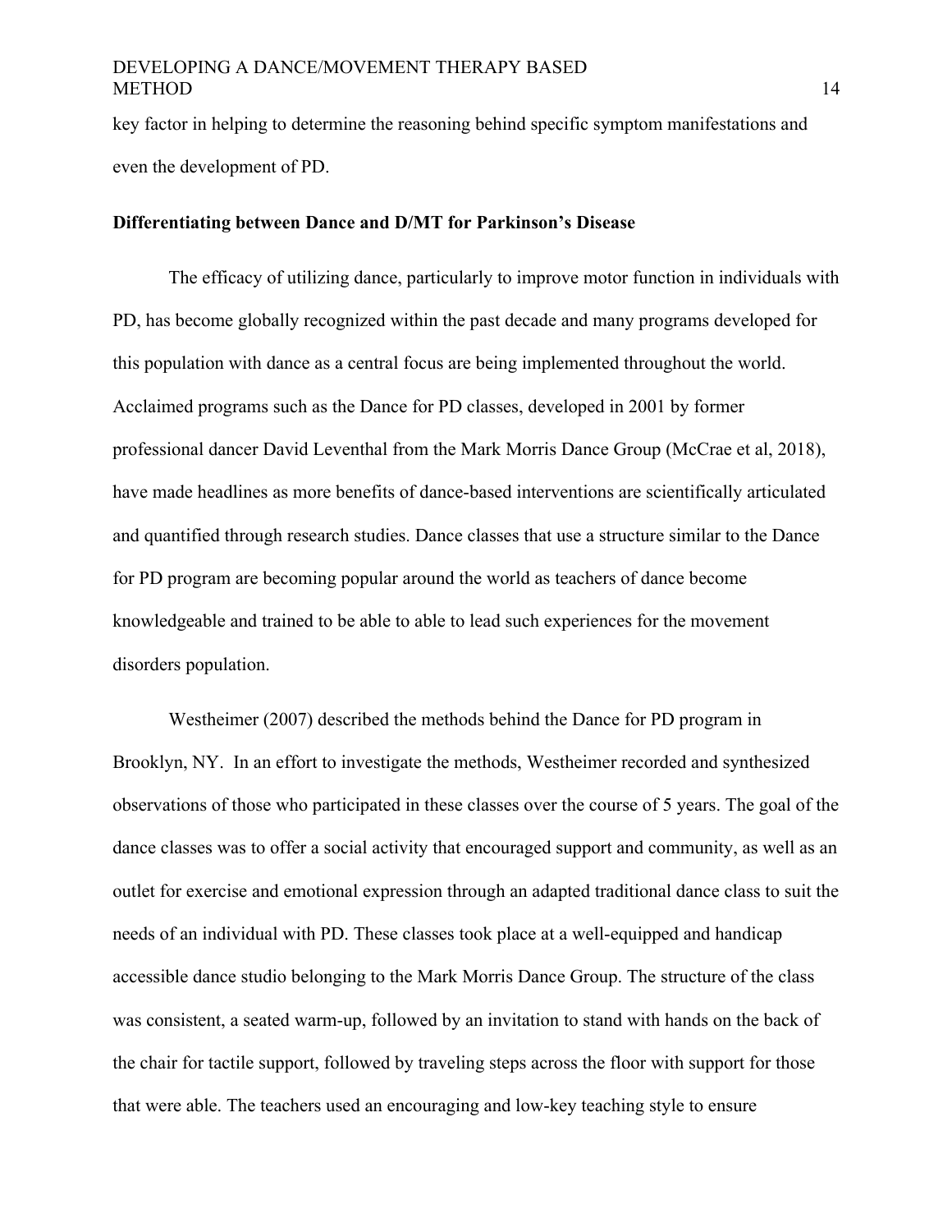key factor in helping to determine the reasoning behind specific symptom manifestations and even the development of PD.

**Differentiating between Dance and D/MT for Parkinson's Disease**

The efficacy of utilizing dance, particularly to improve motor function in individuals with PD, has become globally recognized within the past decade and many programs developed for this population with dance as a central focus are being implemented throughout the world. Acclaimed programs such as the Dance for PD classes, developed in 2001 by former professional dancer David Leventhal from the Mark Morris Dance Group (McCrae et al, 2018), have made headlines as more benefits of dance-based interventions are scientifically articulated and quantified through research studies. Dance classes that use a structure similar to the Dance for PD program are becoming popular around the world as teachers of dance become knowledgeable and trained to be able to able to lead such experiences for the movement disorders population.

Westheimer (2007) described the methods behind the Dance for PD program in Brooklyn, NY. In an effort to investigate the methods, Westheimer recorded and synthesized observations of those who participated in these classes over the course of 5 years. The goal of the dance classes was to offer a social activity that encouraged support and community, as well as an outlet for exercise and emotional expression through an adapted traditional dance class to suit the needs of an individual with PD. These classes took place at a well-equipped and handicap accessible dance studio belonging to the Mark Morris Dance Group. The structure of the class was consistent, a seated warm-up, followed by an invitation to stand with hands on the back of the chair for tactile support, followed by traveling steps across the floor with support for those that were able. The teachers used an encouraging and low-key teaching style to ensure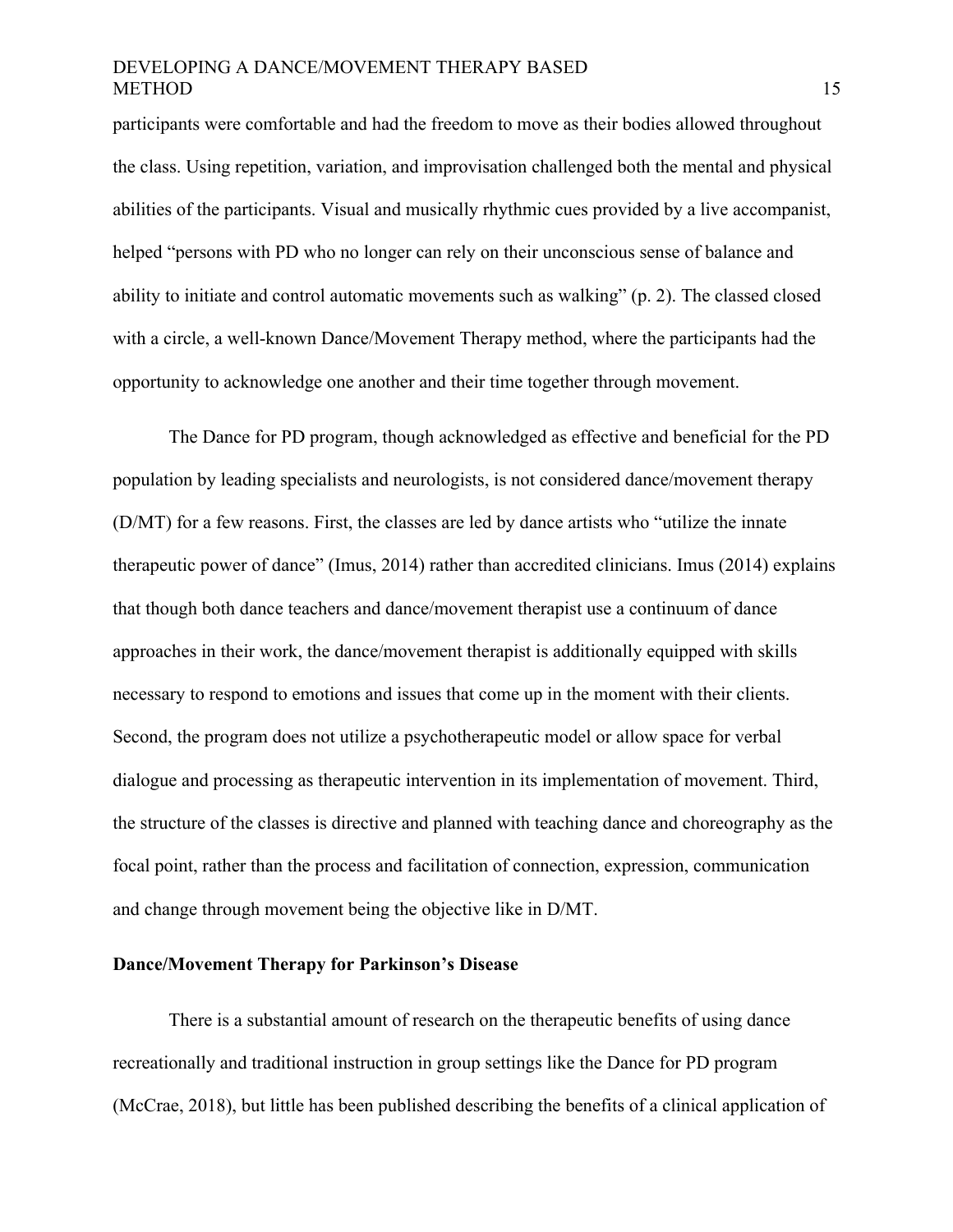participants were comfortable and had the freedom to move as their bodies allowed throughout the class. Using repetition, variation, and improvisation challenged both the mental and physical abilities of the participants. Visual and musically rhythmic cues provided by a live accompanist, helped "persons with PD who no longer can rely on their unconscious sense of balance and ability to initiate and control automatic movements such as walking" (p. 2). The classed closed with a circle, a well-known Dance/Movement Therapy method, where the participants had the opportunity to acknowledge one another and their time together through movement.

The Dance for PD program, though acknowledged as effective and beneficial for the PD population by leading specialists and neurologists, is not considered dance/movement therapy (D/MT) for a few reasons. First, the classes are led by dance artists who "utilize the innate therapeutic power of dance" (Imus, 2014) rather than accredited clinicians. Imus (2014) explains that though both dance teachers and dance/movement therapist use a continuum of dance approaches in their work, the dance/movement therapist is additionally equipped with skills necessary to respond to emotions and issues that come up in the moment with their clients. Second, the program does not utilize a psychotherapeutic model or allow space for verbal dialogue and processing as therapeutic intervention in its implementation of movement. Third, the structure of the classes is directive and planned with teaching dance and choreography as the focal point, rather than the process and facilitation of connection, expression, communication and change through movement being the objective like in D/MT.

**Dance/Movement Therapy for Parkinson's Disease**

There is a substantial amount of research on the therapeutic benefits of using dance recreationally and traditional instruction in group settings like the Dance for PD program (McCrae, 2018), but little has been published describing the benefits of a clinical application of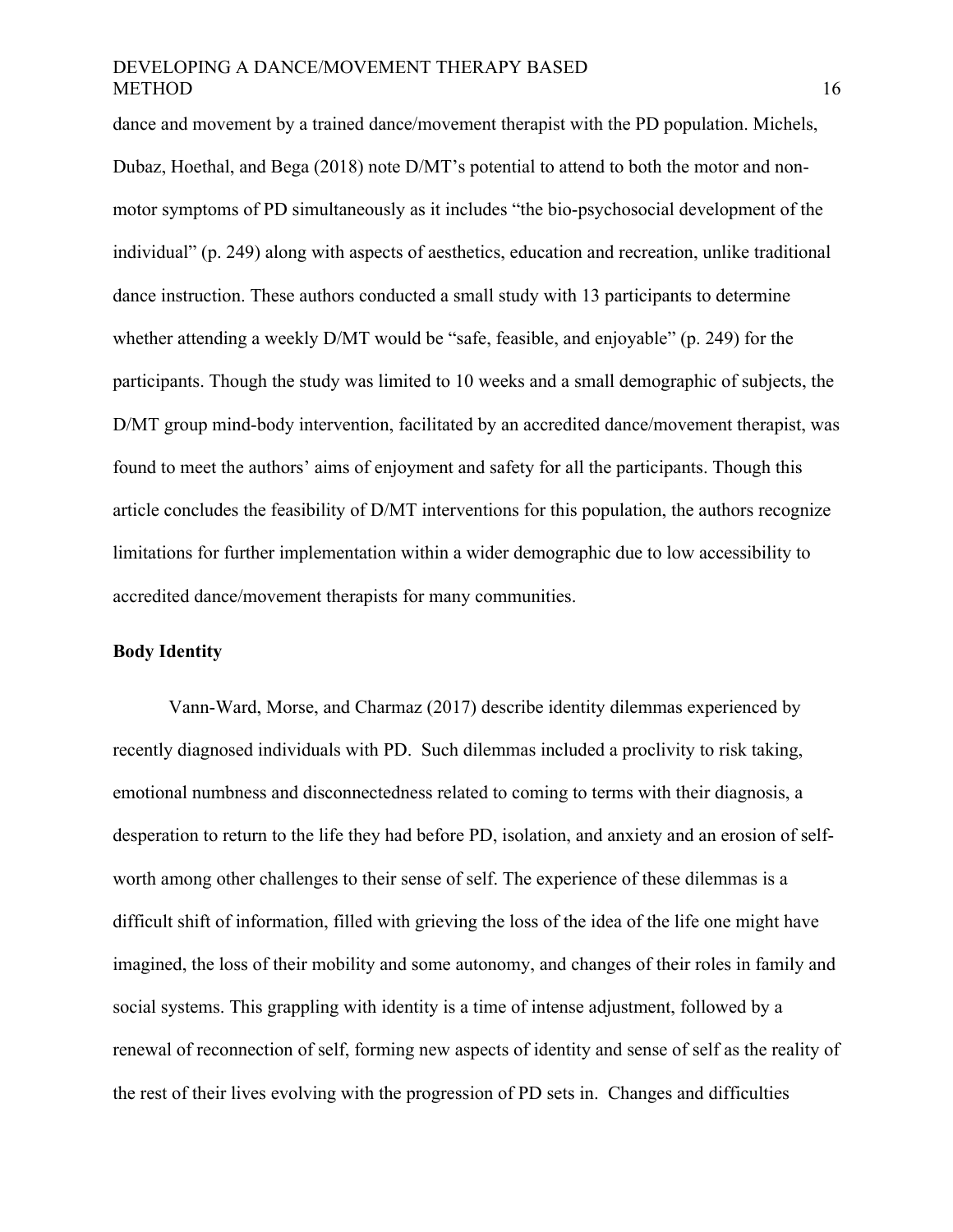dance and movement by a trained dance/movement therapist with the PD population. Michels, Dubaz, Hoethal, and Bega (2018) note D/MT's potential to attend to both the motor and non-motor symptoms of PD simultaneously as it includes "the bio-psychosocial development of the individual" (p. 249) along with aspects of aesthetics, education and recreation, unlike traditional dance instruction. These authors conducted a small study with 13 participants to determine whether attending a weekly D/MT would be "safe, feasible, and enjoyable" (p. 249) for the participants. Though the study was limited to 10 weeks and a small demographic of subjects, the D/MT group mind-body intervention, facilitated by an accredited dance/movement therapist, was found to meet the authors' aims of enjoyment and safety for all the participants. Though this article concludes the feasibility of D/MT interventions for this population, the authors recognize limitations for further implementation within a wider demographic due to low accessibility to accredited dance/movement therapists for many communities.

**Body Identity**

Vann-Ward, Morse, and Charmaz (2017) describe identity dilemmas experienced by recently diagnosed individuals with PD. Such dilemmas included a proclivity to risk taking, emotional numbness and disconnectedness related to coming to terms with their diagnosis, a desperation to return to the life they had before PD, isolation, and anxiety and an erosion of self-worth among other challenges to their sense of self. The experience of these dilemmas is a difficult shift of information, filled with grieving the loss of the idea of the life one might have imagined, the loss of their mobility and some autonomy, and changes of their roles in family and social systems. This grappling with identity is a time of intense adjustment, followed by a renewal of reconnection of self, forming new aspects of identity and sense of self as the reality of the rest of their lives evolving with the progression of PD sets in. Changes and difficulties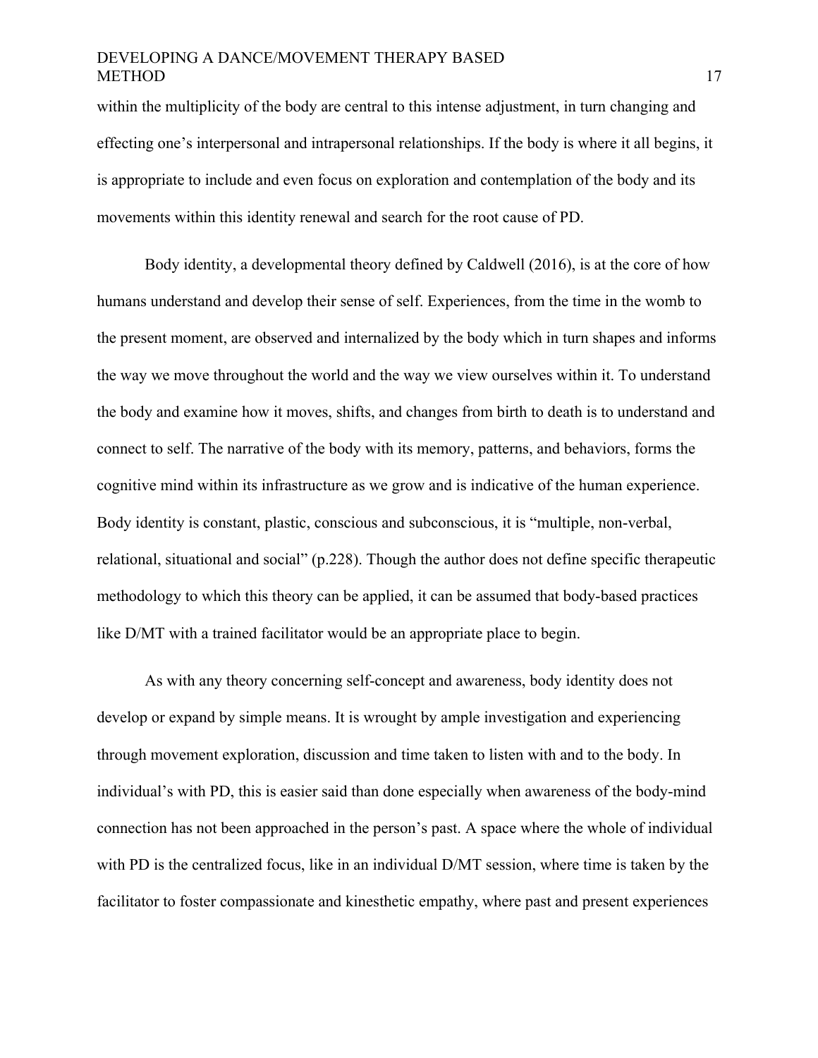within the multiplicity of the body are central to this intense adjustment, in turn changing and effecting one's interpersonal and intrapersonal relationships. If the body is where it all begins, it is appropriate to include and even focus on exploration and contemplation of the body and its movements within this identity renewal and search for the root cause of PD.

Body identity, a developmental theory defined by Caldwell (2016), is at the core of how humans understand and develop their sense of self. Experiences, from the time in the womb to the present moment, are observed and internalized by the body which in turn shapes and informs the way we move throughout the world and the way we view ourselves within it. To understand the body and examine how it moves, shifts, and changes from birth to death is to understand and connect to self. The narrative of the body with its memory, patterns, and behaviors, forms the cognitive mind within its infrastructure as we grow and is indicative of the human experience. Body identity is constant, plastic, conscious and subconscious, it is "multiple, non-verbal, relational, situational and social" (p.228). Though the author does not define specific therapeutic methodology to which this theory can be applied, it can be assumed that body-based practices like D/MT with a trained facilitator would be an appropriate place to begin.

As with any theory concerning self-concept and awareness, body identity does not develop or expand by simple means. It is wrought by ample investigation and experiencing through movement exploration, discussion and time taken to listen with and to the body. In individual's with PD, this is easier said than done especially when awareness of the body-mind connection has not been approached in the person's past. A space where the whole of individual with PD is the centralized focus, like in an individual D/MT session, where time is taken by the facilitator to foster compassionate and kinesthetic empathy, where past and present experiences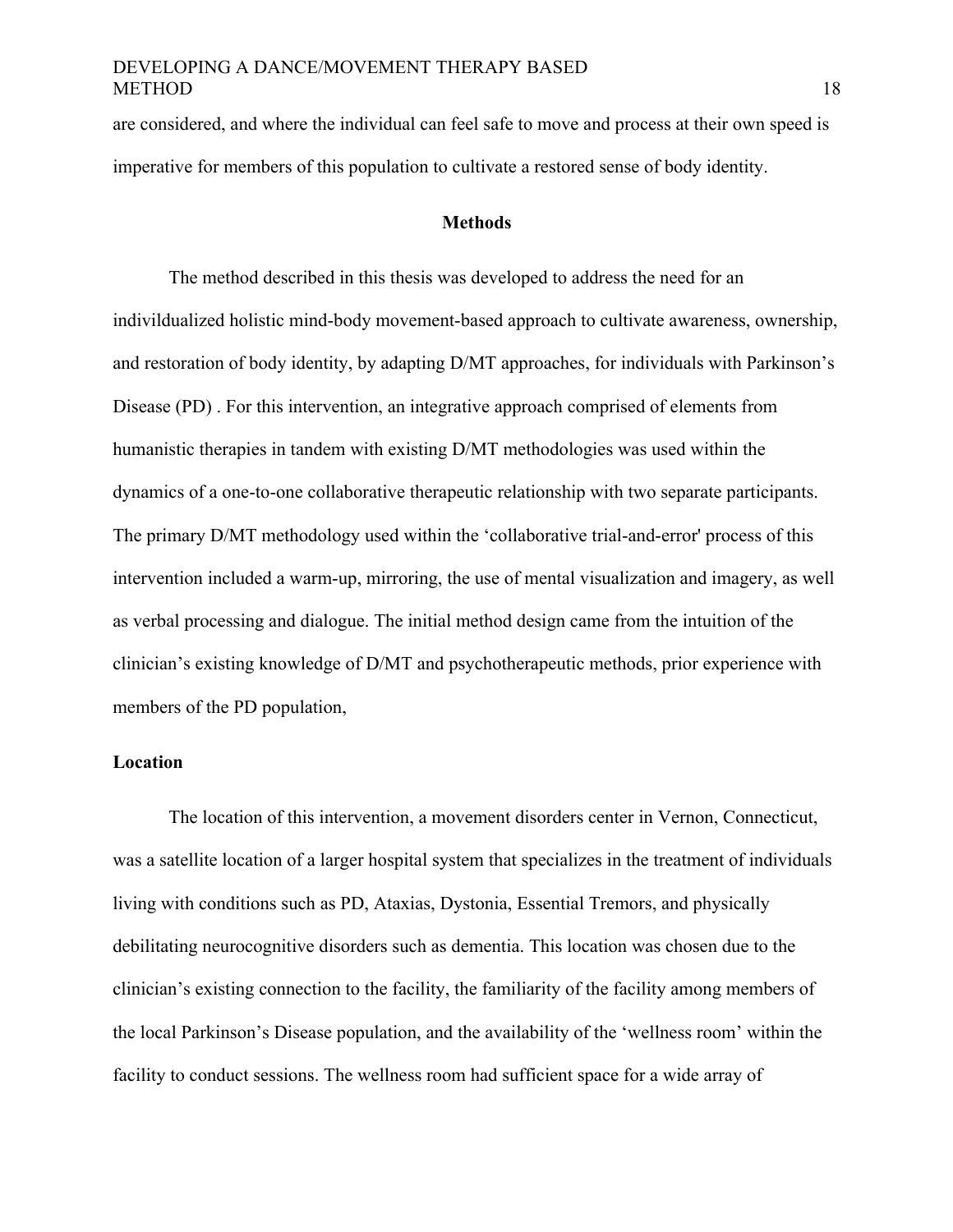are considered, and where the individual can feel safe to move and process at their own speed is imperative for members of this population to cultivate a restored sense of body identity.

## Methods

The method described in this thesis was developed to address the need for an indivildualized holistic mind-body movement-based approach to cultivate awareness, ownership, and restoration of body identity, by adapting D/MT approaches, for individuals with Parkinson's Disease (PD) . For this intervention, an integrative approach comprised of elements from humanistic therapies in tandem with existing D/MT methodologies was used within the dynamics of a one-to-one collaborative therapeutic relationship with two separate participants. The primary D/MT methodology used within the 'collaborative trial-and-error' process of this intervention included a warm-up, mirroring, the use of mental visualization and imagery, as well as verbal processing and dialogue. The initial method design came from the intuition of the clinician's existing knowledge of D/MT and psychotherapeutic methods, prior experience with members of the PD population,

### Location

The location of this intervention, a movement disorders center in Vernon, Connecticut, was a satellite location of a larger hospital system that specializes in the treatment of individuals living with conditions such as PD, Ataxias, Dystonia, Essential Tremors, and physically debilitating neurocognitive disorders such as dementia. This location was chosen due to the clinician's existing connection to the facility, the familiarity of the facility among members of the local Parkinson's Disease population, and the availability of the 'wellness room' within the facility to conduct sessions. The wellness room had sufficient space for a wide array of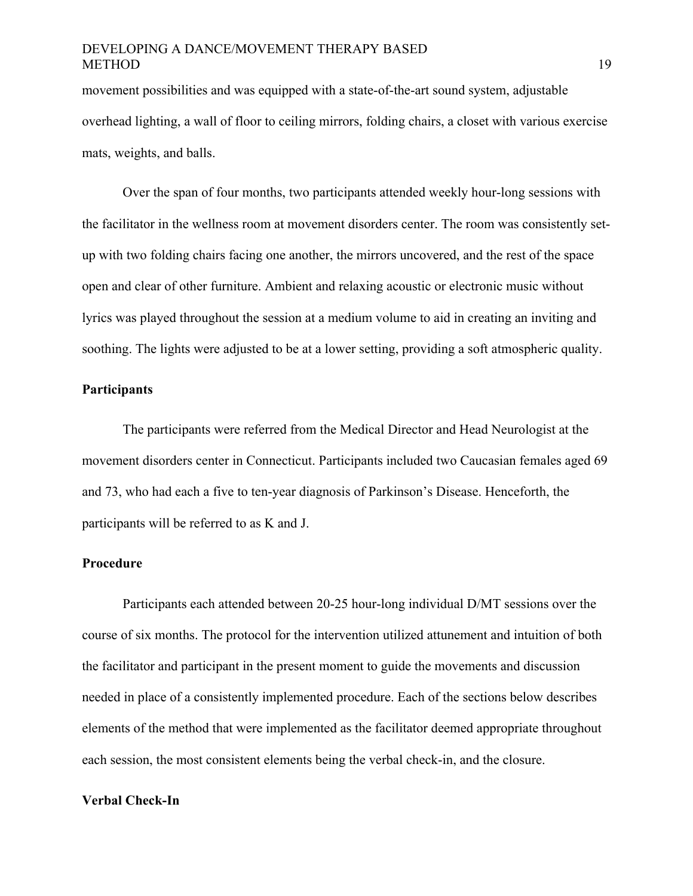movement possibilities and was equipped with a state-of-the-art sound system, adjustable overhead lighting, a wall of floor to ceiling mirrors, folding chairs, a closet with various exercise mats, weights, and balls.

Over the span of four months, two participants attended weekly hour-long sessions with the facilitator in the wellness room at movement disorders center. The room was consistently set-up with two folding chairs facing one another, the mirrors uncovered, and the rest of the space open and clear of other furniture. Ambient and relaxing acoustic or electronic music without lyrics was played throughout the session at a medium volume to aid in creating an inviting and soothing. The lights were adjusted to be at a lower setting, providing a soft atmospheric quality.

## Participants

The participants were referred from the Medical Director and Head Neurologist at the movement disorders center in Connecticut. Participants included two Caucasian females aged 69 and 73, who had each a five to ten-year diagnosis of Parkinson's Disease. Henceforth, the participants will be referred to as K and J.

## Procedure

Participants each attended between 20-25 hour-long individual D/MT sessions over the course of six months. The protocol for the intervention utilized attunement and intuition of both the facilitator and participant in the present moment to guide the movements and discussion needed in place of a consistently implemented procedure. Each of the sections below describes elements of the method that were implemented as the facilitator deemed appropriate throughout each session, the most consistent elements being the verbal check-in, and the closure.

## Verbal Check-In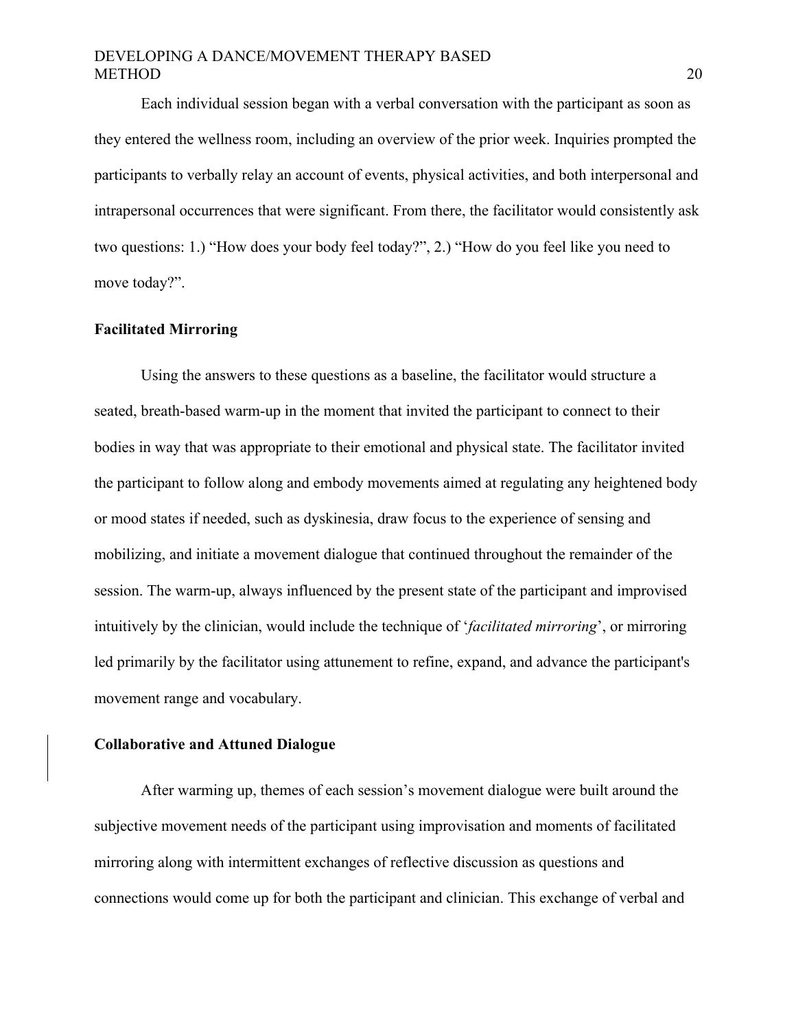Each individual session began with a verbal conversation with the participant as soon as they entered the wellness room, including an overview of the prior week. Inquiries prompted the participants to verbally relay an account of events, physical activities, and both interpersonal and intrapersonal occurrences that were significant. From there, the facilitator would consistently ask two questions: 1.) "How does your body feel today?", 2.) "How do you feel like you need to move today?".

**Facilitated Mirroring**

Using the answers to these questions as a baseline, the facilitator would structure a seated, breath-based warm-up in the moment that invited the participant to connect to their bodies in way that was appropriate to their emotional and physical state. The facilitator invited the participant to follow along and embody movements aimed at regulating any heightened body or mood states if needed, such as dyskinesia, draw focus to the experience of sensing and mobilizing, and initiate a movement dialogue that continued throughout the remainder of the session. The warm-up, always influenced by the present state of the participant and improvised intuitively by the clinician, would include the technique of '*facilitated mirroring*', or mirroring led primarily by the facilitator using attunement to refine, expand, and advance the participant's movement range and vocabulary.

**Collaborative and Attuned Dialogue**

After warming up, themes of each session's movement dialogue were built around the subjective movement needs of the participant using improvisation and moments of facilitated mirroring along with intermittent exchanges of reflective discussion as questions and connections would come up for both the participant and clinician. This exchange of verbal and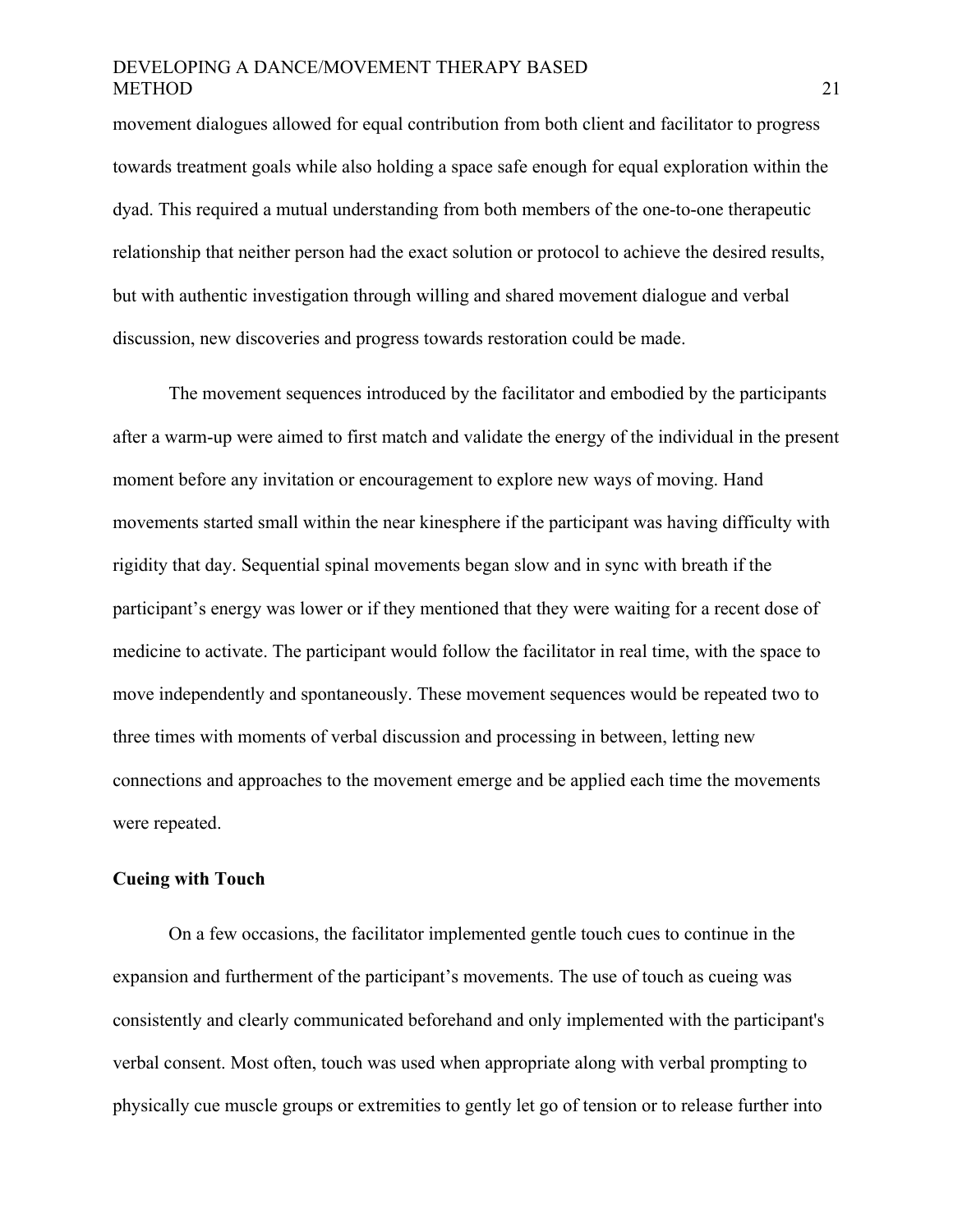movement dialogues allowed for equal contribution from both client and facilitator to progress towards treatment goals while also holding a space safe enough for equal exploration within the dyad. This required a mutual understanding from both members of the one-to-one therapeutic relationship that neither person had the exact solution or protocol to achieve the desired results, but with authentic investigation through willing and shared movement dialogue and verbal discussion, new discoveries and progress towards restoration could be made.

The movement sequences introduced by the facilitator and embodied by the participants after a warm-up were aimed to first match and validate the energy of the individual in the present moment before any invitation or encouragement to explore new ways of moving. Hand movements started small within the near kinesphere if the participant was having difficulty with rigidity that day. Sequential spinal movements began slow and in sync with breath if the participant's energy was lower or if they mentioned that they were waiting for a recent dose of medicine to activate. The participant would follow the facilitator in real time, with the space to move independently and spontaneously. These movement sequences would be repeated two to three times with moments of verbal discussion and processing in between, letting new connections and approaches to the movement emerge and be applied each time the movements were repeated.

**Cueing with Touch**

On a few occasions, the facilitator implemented gentle touch cues to continue in the expansion and furtherment of the participant's movements. The use of touch as cueing was consistently and clearly communicated beforehand and only implemented with the participant's verbal consent. Most often, touch was used when appropriate along with verbal prompting to physically cue muscle groups or extremities to gently let go of tension or to release further into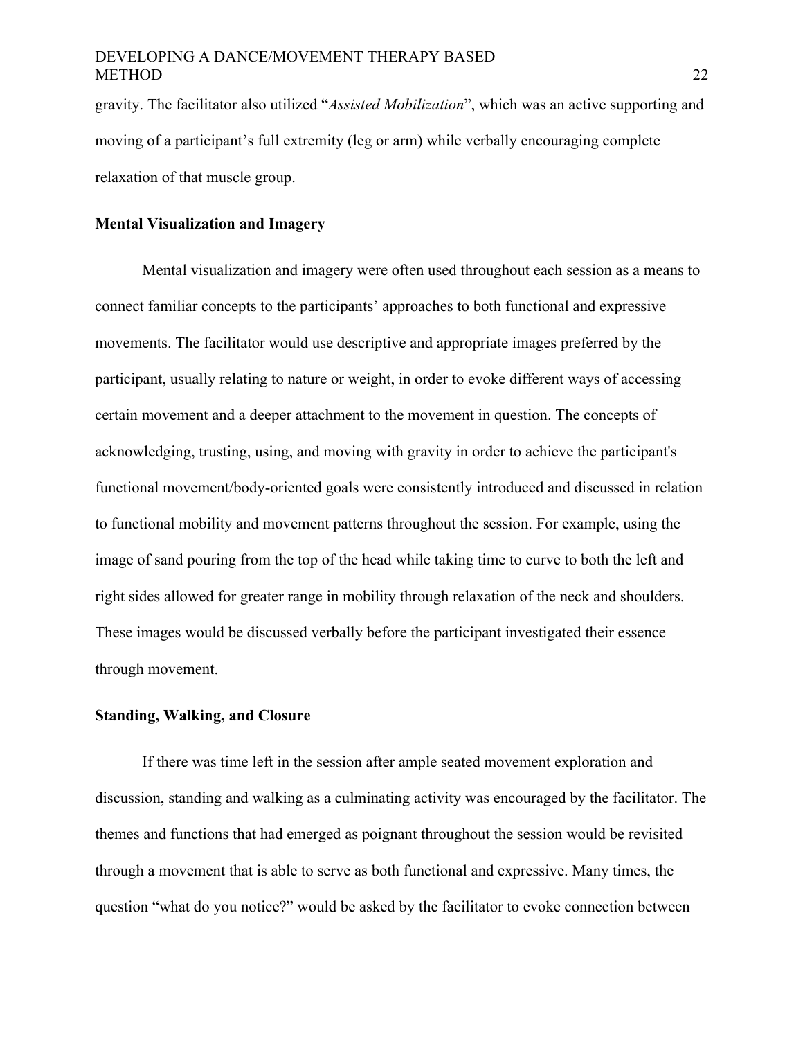gravity. The facilitator also utilized "*Assisted Mobilization*", which was an active supporting and moving of a participant's full extremity (leg or arm) while verbally encouraging complete relaxation of that muscle group.

## Mental Visualization and Imagery

Mental visualization and imagery were often used throughout each session as a means to connect familiar concepts to the participants' approaches to both functional and expressive movements. The facilitator would use descriptive and appropriate images preferred by the participant, usually relating to nature or weight, in order to evoke different ways of accessing certain movement and a deeper attachment to the movement in question. The concepts of acknowledging, trusting, using, and moving with gravity in order to achieve the participant's functional movement/body-oriented goals were consistently introduced and discussed in relation to functional mobility and movement patterns throughout the session. For example, using the image of sand pouring from the top of the head while taking time to curve to both the left and right sides allowed for greater range in mobility through relaxation of the neck and shoulders. These images would be discussed verbally before the participant investigated their essence through movement.

## Standing, Walking, and Closure

If there was time left in the session after ample seated movement exploration and discussion, standing and walking as a culminating activity was encouraged by the facilitator. The themes and functions that had emerged as poignant throughout the session would be revisited through a movement that is able to serve as both functional and expressive. Many times, the question "what do you notice?" would be asked by the facilitator to evoke connection between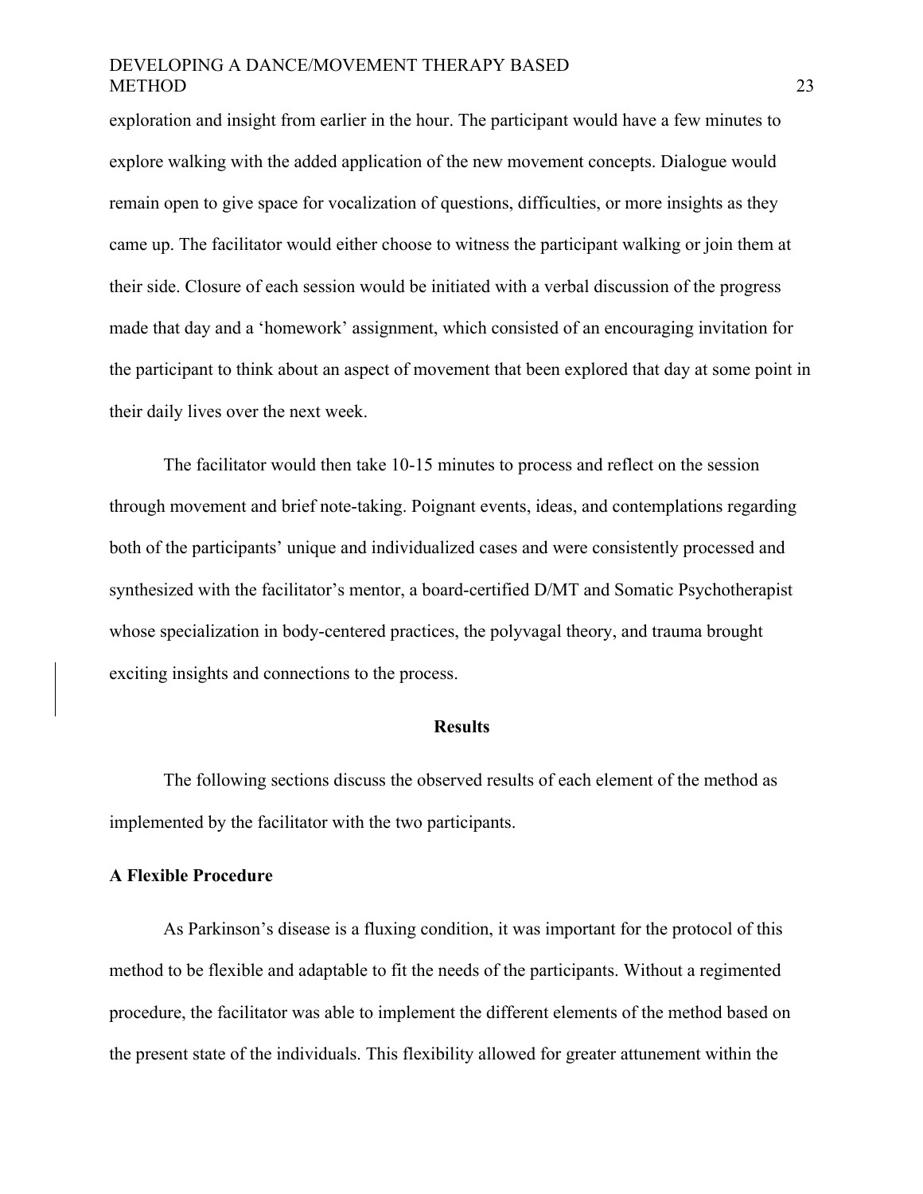exploration and insight from earlier in the hour. The participant would have a few minutes to explore walking with the added application of the new movement concepts. Dialogue would remain open to give space for vocalization of questions, difficulties, or more insights as they came up. The facilitator would either choose to witness the participant walking or join them at their side. Closure of each session would be initiated with a verbal discussion of the progress made that day and a 'homework' assignment, which consisted of an encouraging invitation for the participant to think about an aspect of movement that been explored that day at some point in their daily lives over the next week.

The facilitator would then take 10-15 minutes to process and reflect on the session through movement and brief note-taking. Poignant events, ideas, and contemplations regarding both of the participants' unique and individualized cases and were consistently processed and synthesized with the facilitator's mentor, a board-certified D/MT and Somatic Psychotherapist whose specialization in body-centered practices, the polyvagal theory, and trauma brought exciting insights and connections to the process.

## Results

The following sections discuss the observed results of each element of the method as implemented by the facilitator with the two participants.

### A Flexible Procedure

As Parkinson's disease is a fluxing condition, it was important for the protocol of this method to be flexible and adaptable to fit the needs of the participants. Without a regimented procedure, the facilitator was able to implement the different elements of the method based on the present state of the individuals. This flexibility allowed for greater attunement within the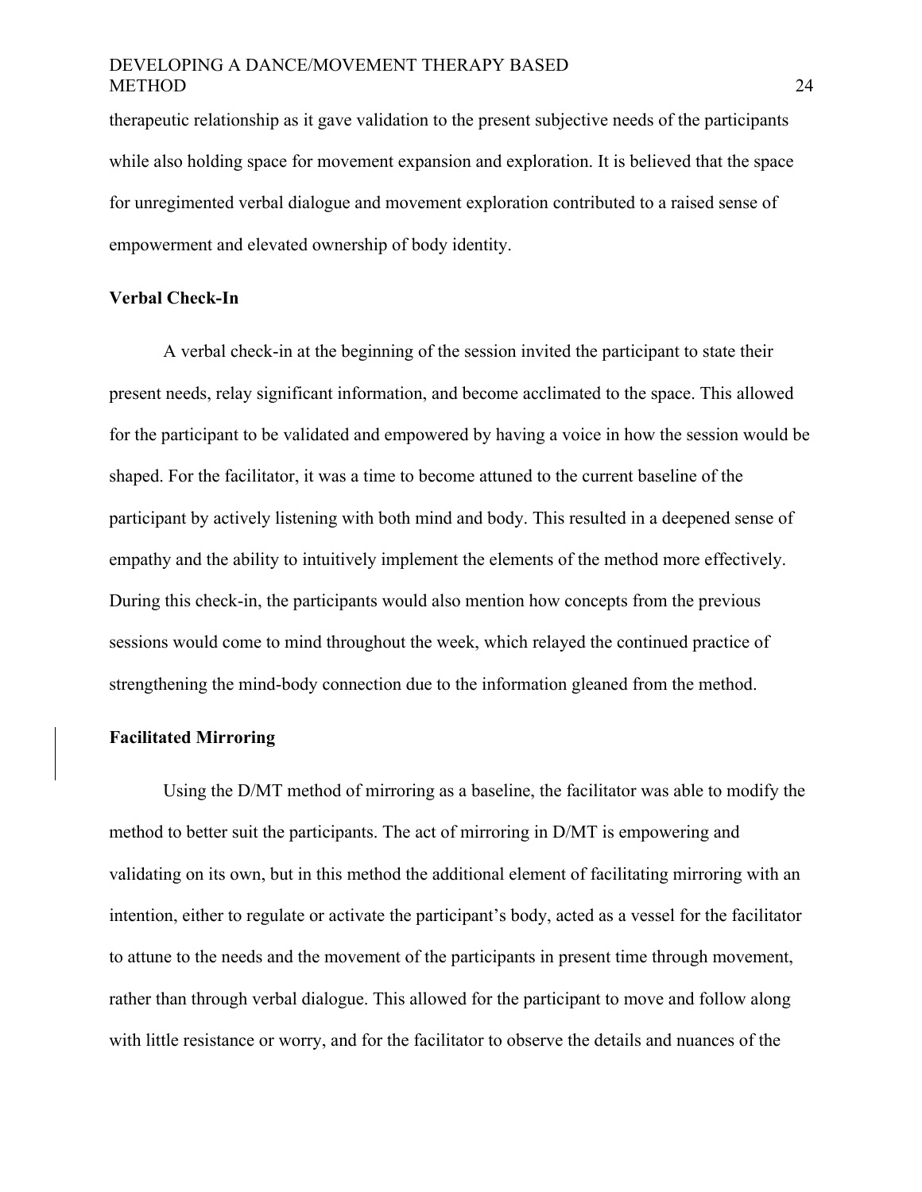therapeutic relationship as it gave validation to the present subjective needs of the participants while also holding space for movement expansion and exploration. It is believed that the space for unregimented verbal dialogue and movement exploration contributed to a raised sense of empowerment and elevated ownership of body identity.

### Verbal Check-In

A verbal check-in at the beginning of the session invited the participant to state their present needs, relay significant information, and become acclimated to the space. This allowed for the participant to be validated and empowered by having a voice in how the session would be shaped. For the facilitator, it was a time to become attuned to the current baseline of the participant by actively listening with both mind and body. This resulted in a deepened sense of empathy and the ability to intuitively implement the elements of the method more effectively. During this check-in, the participants would also mention how concepts from the previous sessions would come to mind throughout the week, which relayed the continued practice of strengthening the mind-body connection due to the information gleaned from the method.

### Facilitated Mirroring

Using the D/MT method of mirroring as a baseline, the facilitator was able to modify the method to better suit the participants. The act of mirroring in D/MT is empowering and validating on its own, but in this method the additional element of facilitating mirroring with an intention, either to regulate or activate the participant's body, acted as a vessel for the facilitator to attune to the needs and the movement of the participants in present time through movement, rather than through verbal dialogue. This allowed for the participant to move and follow along with little resistance or worry, and for the facilitator to observe the details and nuances of the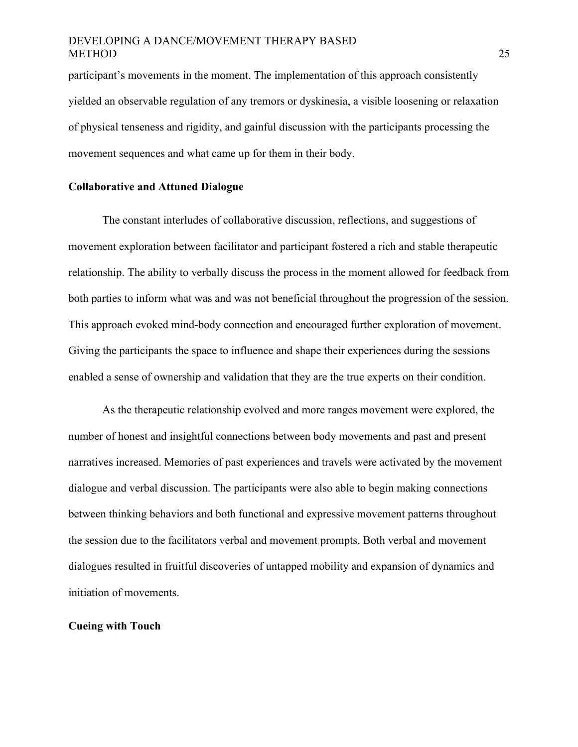participant's movements in the moment. The implementation of this approach consistently yielded an observable regulation of any tremors or dyskinesia, a visible loosening or relaxation of physical tenseness and rigidity, and gainful discussion with the participants processing the movement sequences and what came up for them in their body.

**Collaborative and Attuned Dialogue**

The constant interludes of collaborative discussion, reflections, and suggestions of movement exploration between facilitator and participant fostered a rich and stable therapeutic relationship. The ability to verbally discuss the process in the moment allowed for feedback from both parties to inform what was and was not beneficial throughout the progression of the session. This approach evoked mind-body connection and encouraged further exploration of movement. Giving the participants the space to influence and shape their experiences during the sessions enabled a sense of ownership and validation that they are the true experts on their condition.

As the therapeutic relationship evolved and more ranges movement were explored, the number of honest and insightful connections between body movements and past and present narratives increased. Memories of past experiences and travels were activated by the movement dialogue and verbal discussion. The participants were also able to begin making connections between thinking behaviors and both functional and expressive movement patterns throughout the session due to the facilitators verbal and movement prompts. Both verbal and movement dialogues resulted in fruitful discoveries of untapped mobility and expansion of dynamics and initiation of movements.

**Cueing with Touch**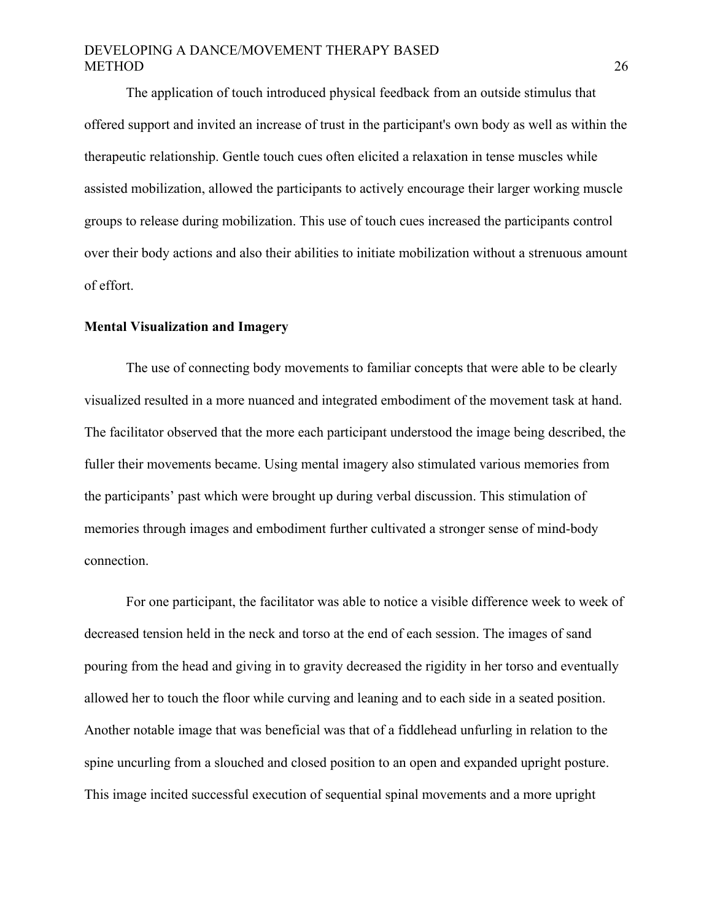The application of touch introduced physical feedback from an outside stimulus that offered support and invited an increase of trust in the participant's own body as well as within the therapeutic relationship. Gentle touch cues often elicited a relaxation in tense muscles while assisted mobilization, allowed the participants to actively encourage their larger working muscle groups to release during mobilization. This use of touch cues increased the participants control over their body actions and also their abilities to initiate mobilization without a strenuous amount of effort.

**Mental Visualization and Imagery**

The use of connecting body movements to familiar concepts that were able to be clearly visualized resulted in a more nuanced and integrated embodiment of the movement task at hand. The facilitator observed that the more each participant understood the image being described, the fuller their movements became. Using mental imagery also stimulated various memories from the participants' past which were brought up during verbal discussion. This stimulation of memories through images and embodiment further cultivated a stronger sense of mind-body connection.

For one participant, the facilitator was able to notice a visible difference week to week of decreased tension held in the neck and torso at the end of each session. The images of sand pouring from the head and giving in to gravity decreased the rigidity in her torso and eventually allowed her to touch the floor while curving and leaning and to each side in a seated position. Another notable image that was beneficial was that of a fiddlehead unfurling in relation to the spine uncurling from a slouched and closed position to an open and expanded upright posture. This image incited successful execution of sequential spinal movements and a more upright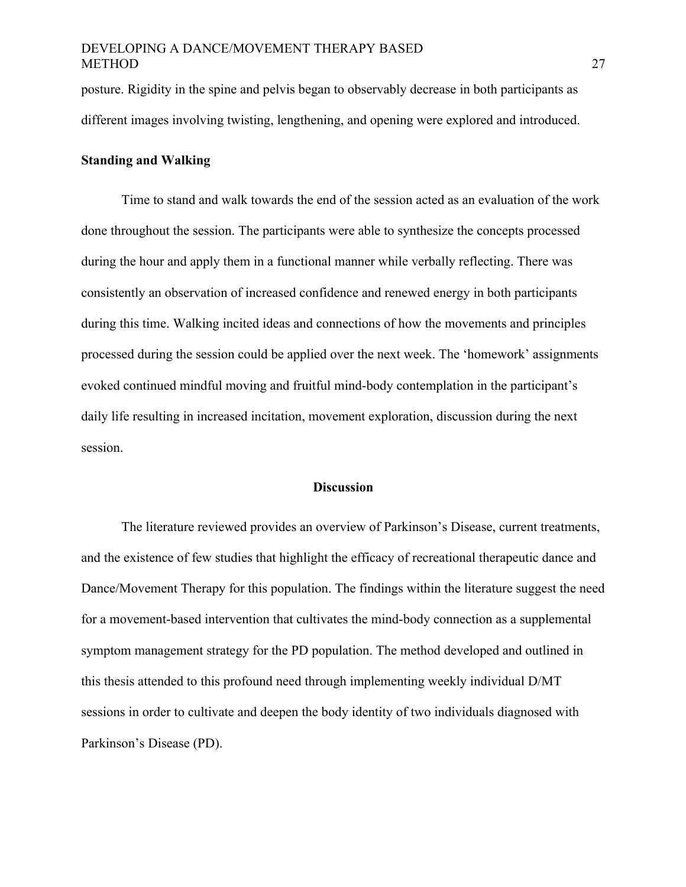posture. Rigidity in the spine and pelvis began to observably decrease in both participants as different images involving twisting, lengthening, and opening were explored and introduced.

**Standing and Walking**

Time to stand and walk towards the end of the session acted as an evaluation of the work done throughout the session. The participants were able to synthesize the concepts processed during the hour and apply them in a functional manner while verbally reflecting. There was consistently an observation of increased confidence and renewed energy in both participants during this time. Walking incited ideas and connections of how the movements and principles processed during the session could be applied over the next week. The 'homework' assignments evoked continued mindful moving and fruitful mind-body contemplation in the participant's daily life resulting in increased incitation, movement exploration, discussion during the next session.

## Discussion

The literature reviewed provides an overview of Parkinson's Disease, current treatments, and the existence of few studies that highlight the efficacy of recreational therapeutic dance and Dance/Movement Therapy for this population. The findings within the literature suggest the need for a movement-based intervention that cultivates the mind-body connection as a supplemental symptom management strategy for the PD population. The method developed and outlined in this thesis attended to this profound need through implementing weekly individual D/MT sessions in order to cultivate and deepen the body identity of two individuals diagnosed with Parkinson's Disease (PD).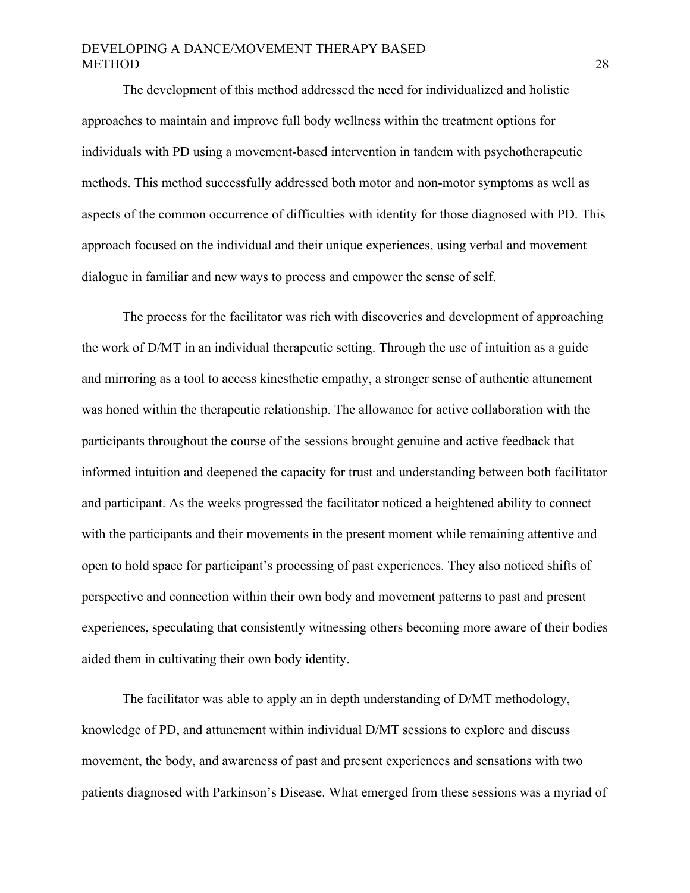The development of this method addressed the need for individualized and holistic approaches to maintain and improve full body wellness within the treatment options for individuals with PD using a movement-based intervention in tandem with psychotherapeutic methods. This method successfully addressed both motor and non-motor symptoms as well as aspects of the common occurrence of difficulties with identity for those diagnosed with PD. This approach focused on the individual and their unique experiences, using verbal and movement dialogue in familiar and new ways to process and empower the sense of self.

The process for the facilitator was rich with discoveries and development of approaching the work of D/MT in an individual therapeutic setting. Through the use of intuition as a guide and mirroring as a tool to access kinesthetic empathy, a stronger sense of authentic attunement was honed within the therapeutic relationship. The allowance for active collaboration with the participants throughout the course of the sessions brought genuine and active feedback that informed intuition and deepened the capacity for trust and understanding between both facilitator and participant. As the weeks progressed the facilitator noticed a heightened ability to connect with the participants and their movements in the present moment while remaining attentive and open to hold space for participant's processing of past experiences. They also noticed shifts of perspective and connection within their own body and movement patterns to past and present experiences, speculating that consistently witnessing others becoming more aware of their bodies aided them in cultivating their own body identity.

The facilitator was able to apply an in depth understanding of D/MT methodology, knowledge of PD, and attunement within individual D/MT sessions to explore and discuss movement, the body, and awareness of past and present experiences and sensations with two patients diagnosed with Parkinson's Disease. What emerged from these sessions was a myriad of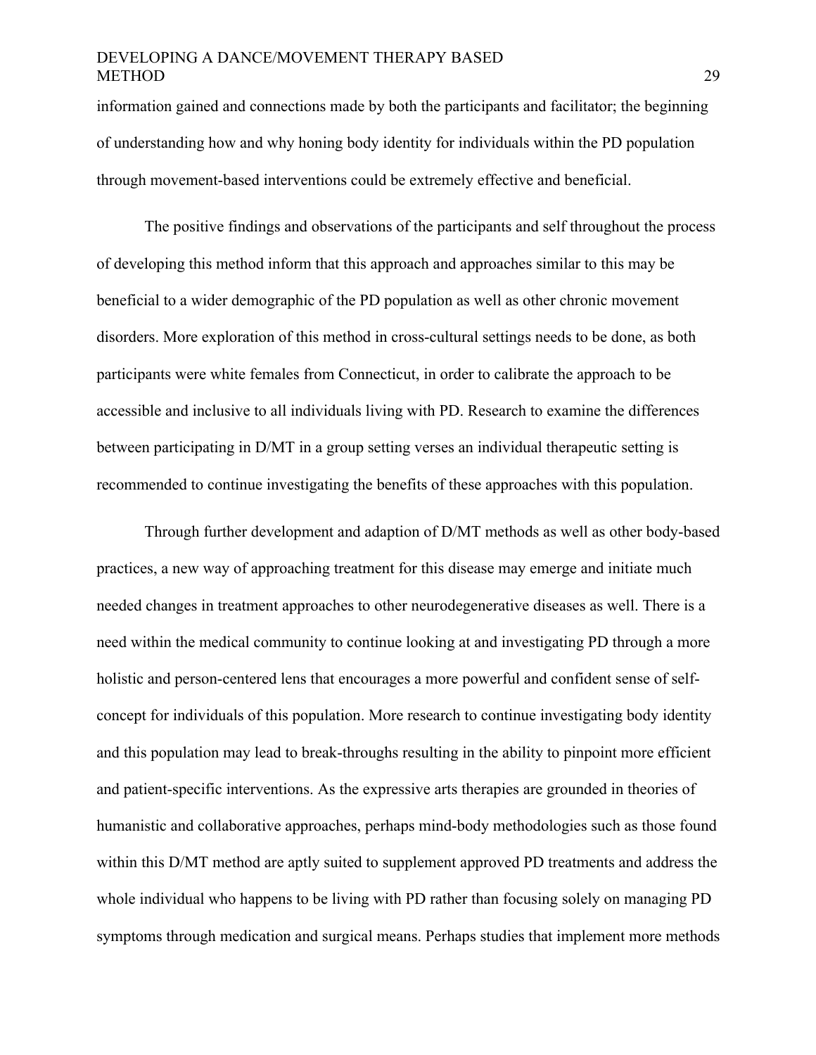information gained and connections made by both the participants and facilitator; the beginning of understanding how and why honing body identity for individuals within the PD population through movement-based interventions could be extremely effective and beneficial.

The positive findings and observations of the participants and self throughout the process of developing this method inform that this approach and approaches similar to this may be beneficial to a wider demographic of the PD population as well as other chronic movement disorders. More exploration of this method in cross-cultural settings needs to be done, as both participants were white females from Connecticut, in order to calibrate the approach to be accessible and inclusive to all individuals living with PD. Research to examine the differences between participating in D/MT in a group setting verses an individual therapeutic setting is recommended to continue investigating the benefits of these approaches with this population.

Through further development and adaption of D/MT methods as well as other body-based practices, a new way of approaching treatment for this disease may emerge and initiate much needed changes in treatment approaches to other neurodegenerative diseases as well. There is a need within the medical community to continue looking at and investigating PD through a more holistic and person-centered lens that encourages a more powerful and confident sense of self-concept for individuals of this population. More research to continue investigating body identity and this population may lead to break-throughs resulting in the ability to pinpoint more efficient and patient-specific interventions. As the expressive arts therapies are grounded in theories of humanistic and collaborative approaches, perhaps mind-body methodologies such as those found within this D/MT method are aptly suited to supplement approved PD treatments and address the whole individual who happens to be living with PD rather than focusing solely on managing PD symptoms through medication and surgical means. Perhaps studies that implement more methods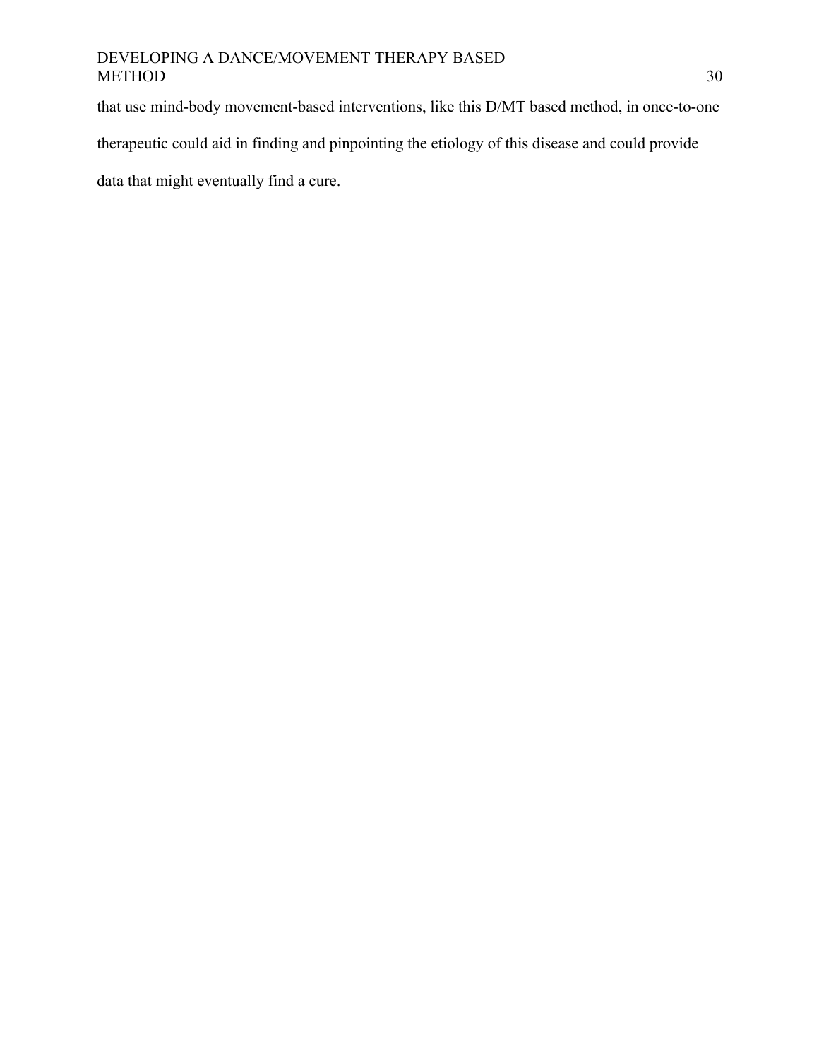that use mind-body movement-based interventions, like this D/MT based method, in once-to-one therapeutic could aid in finding and pinpointing the etiology of this disease and could provide data that might eventually find a cure.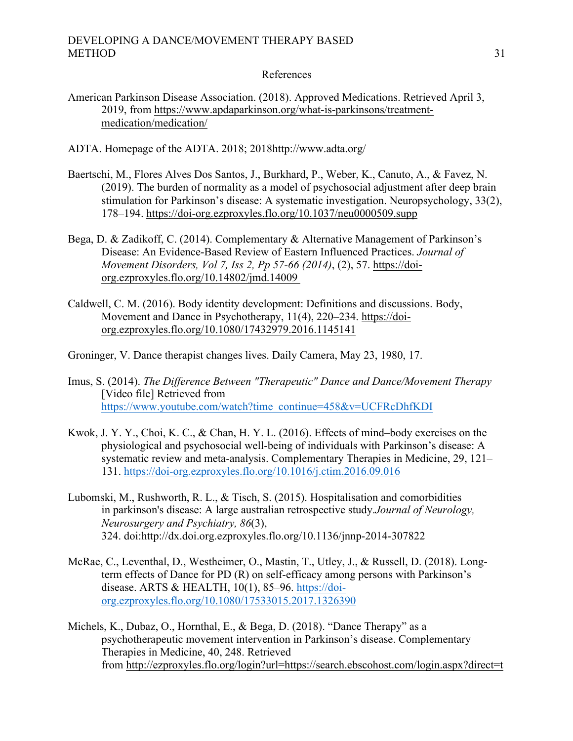# References

American Parkinson Disease Association. (2018). Approved Medications. Retrieved April 3, 2019, from https://www.apdaparkinson.org/what-is-parkinsons/treatment-medication/medication/

ADTA. Homepage of the ADTA. 2018; 2018http://www.adta.org/

Baertschi, M., Flores Alves Dos Santos, J., Burkhard, P., Weber, K., Canuto, A., & Favez, N. (2019). The burden of normality as a model of psychosocial adjustment after deep brain stimulation for Parkinson's disease: A systematic investigation. Neuropsychology, 33(2), 178–194. https://doi-org.ezproxyles.flo.org/10.1037/neu0000509.supp

Bega, D. & Zadikoff, C. (2014). Complementary & Alternative Management of Parkinson's Disease: An Evidence-Based Review of Eastern Influenced Practices. *Journal of Movement Disorders, Vol 7, Iss 2, Pp 57-66 (2014)*, (2), 57. https://doi-org.ezproxyles.flo.org/10.14802/jmd.14009

Caldwell, C. M. (2016). Body identity development: Definitions and discussions. Body, Movement and Dance in Psychotherapy, 11(4), 220–234. https://doi-org.ezproxyles.flo.org/10.1080/17432979.2016.1145141

Groninger, V. Dance therapist changes lives. Daily Camera, May 23, 1980, 17.

Imus, S. (2014). *The Difference Between "Therapeutic" Dance and Dance/Movement Therapy* [Video file] Retrieved from https://www.youtube.com/watch?time_continue=458&v=UCFRcDhfKDI

Kwok, J. Y. Y., Choi, K. C., & Chan, H. Y. L. (2016). Effects of mind–body exercises on the physiological and psychosocial well-being of individuals with Parkinson's disease: A systematic review and meta-analysis. Complementary Therapies in Medicine, 29, 121–131. https://doi-org.ezproxyles.flo.org/10.1016/j.ctim.2016.09.016

Lubomski, M., Rushworth, R. L., & Tisch, S. (2015). Hospitalisation and comorbidities in parkinson's disease: A large australian retrospective study.*Journal of Neurology, Neurosurgery and Psychiatry, 86*(3), 324. doi:http://dx.doi.org.ezproxyles.flo.org/10.1136/jnnp-2014-307822

McRae, C., Leventhal, D., Westheimer, O., Mastin, T., Utley, J., & Russell, D. (2018). Long-term effects of Dance for PD (R) on self-efficacy among persons with Parkinson's disease. ARTS & HEALTH, 10(1), 85–96. https://doi-org.ezproxyles.flo.org/10.1080/17533015.2017.1326390

Michels, K., Dubaz, O., Hornthal, E., & Bega, D. (2018). "Dance Therapy" as a psychotherapeutic movement intervention in Parkinson's disease. Complementary Therapies in Medicine, 40, 248. Retrieved from http://ezproxyles.flo.org/login?url=https://search.ebscohost.com/login.aspx?direct=t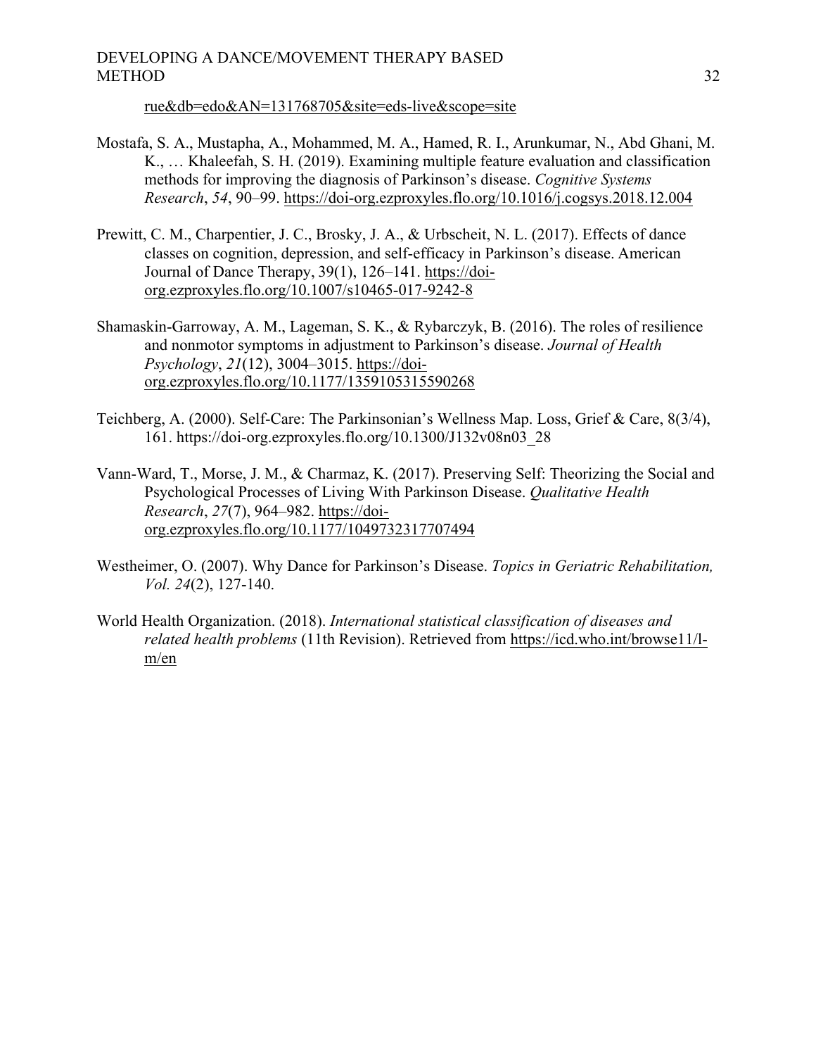rue&db=edo&AN=131768705&site=eds-live&scope=site

Mostafa, S. A., Mustapha, A., Mohammed, M. A., Hamed, R. I., Arunkumar, N., Abd Ghani, M. K., … Khaleefah, S. H. (2019). Examining multiple feature evaluation and classification methods for improving the diagnosis of Parkinson's disease. *Cognitive Systems Research*, *54*, 90–99. https://doi-org.ezproxyles.flo.org/10.1016/j.cogsys.2018.12.004

Prewitt, C. M., Charpentier, J. C., Brosky, J. A., & Urbscheit, N. L. (2017). Effects of dance classes on cognition, depression, and self-efficacy in Parkinson's disease. American Journal of Dance Therapy, 39(1), 126–141. https://doi-org.ezproxyles.flo.org/10.1007/s10465-017-9242-8

Shamaskin-Garroway, A. M., Lageman, S. K., & Rybarczyk, B. (2016). The roles of resilience and nonmotor symptoms in adjustment to Parkinson's disease. *Journal of Health Psychology*, *21*(12), 3004–3015. https://doi-org.ezproxyles.flo.org/10.1177/1359105315590268

Teichberg, A. (2000). Self-Care: The Parkinsonian's Wellness Map. Loss, Grief & Care, 8(3/4), 161. https://doi-org.ezproxyles.flo.org/10.1300/J132v08n03_28

Vann-Ward, T., Morse, J. M., & Charmaz, K. (2017). Preserving Self: Theorizing the Social and Psychological Processes of Living With Parkinson Disease. *Qualitative Health Research*, *27*(7), 964–982. https://doi-org.ezproxyles.flo.org/10.1177/1049732317707494

Westheimer, O. (2007). Why Dance for Parkinson's Disease. *Topics in Geriatric Rehabilitation, Vol. 24*(2), 127-140.

World Health Organization. (2018). *International statistical classification of diseases and related health problems* (11th Revision). Retrieved from https://icd.who.int/browse11/l-m/en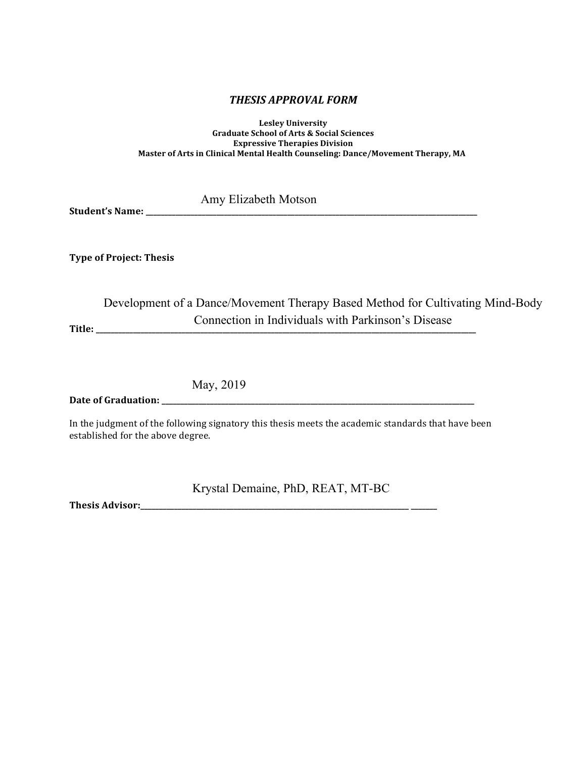# *THESIS APPROVAL FORM*

**Lesley University**
**Graduate School of Arts & Social Sciences**
**Expressive Therapies Division**
**Master of Arts in Clinical Mental Health Counseling: Dance/Movement Therapy, MA**

**Student's Name:** Amy Elizabeth Motson

**Type of Project: Thesis**

**Title:** Development of a Dance/Movement Therapy Based Method for Cultivating Mind-Body Connection in Individuals with Parkinson's Disease

**Date of Graduation:** May, 2019

In the judgment of the following signatory this thesis meets the academic standards that have been established for the above degree.

**Thesis Advisor:** Krystal Demaine, PhD, REAT, MT-BC